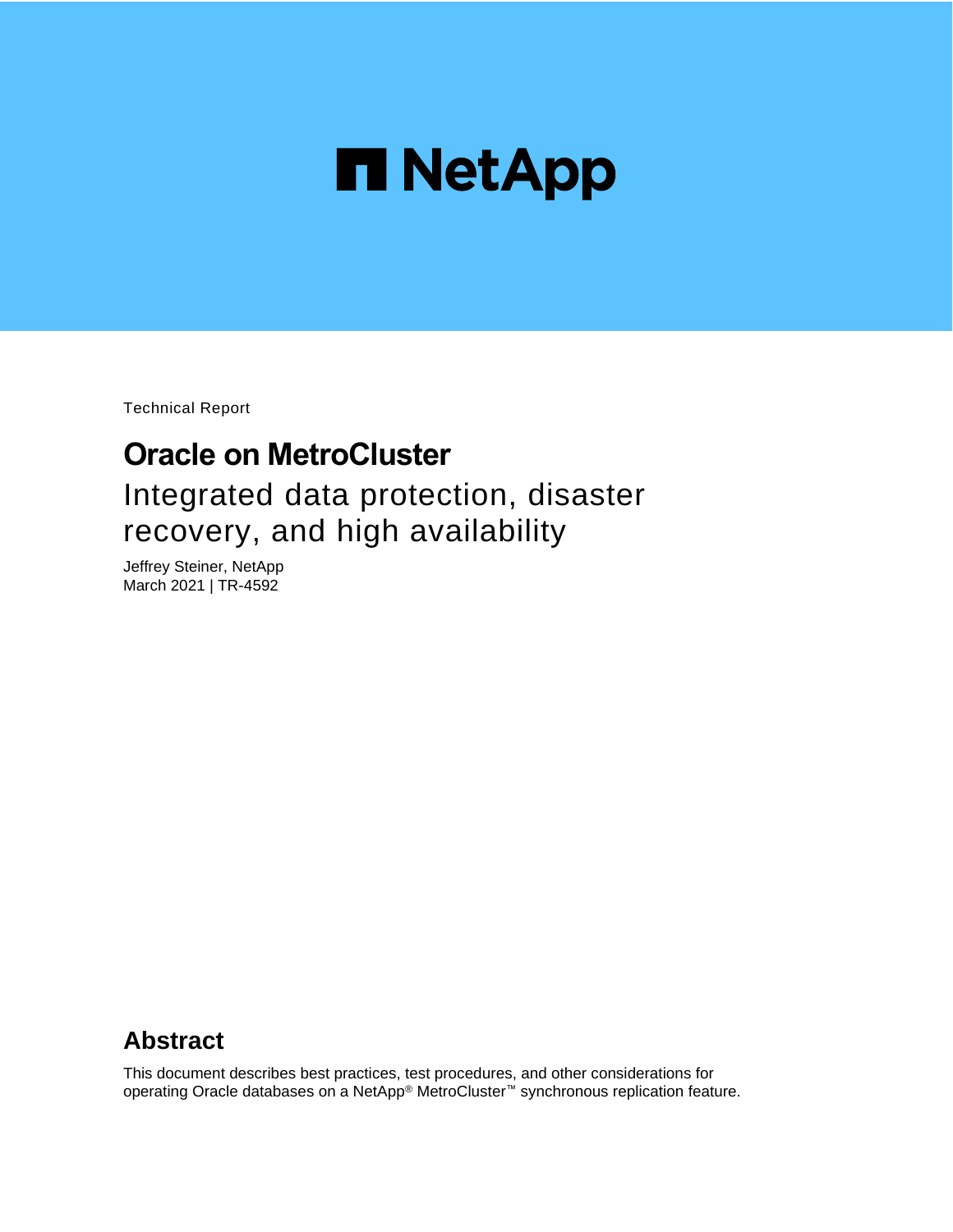NetApp

Technical Report

# Oracle on MetroCluster

## Integrated data protection, disaster recovery, and high availability

Jeffrey Steiner, NetApp
March 2021 | TR-4592

## Abstract

This document describes best practices, test procedures, and other considerations for operating Oracle databases on a NetApp® MetroCluster™ synchronous replication feature.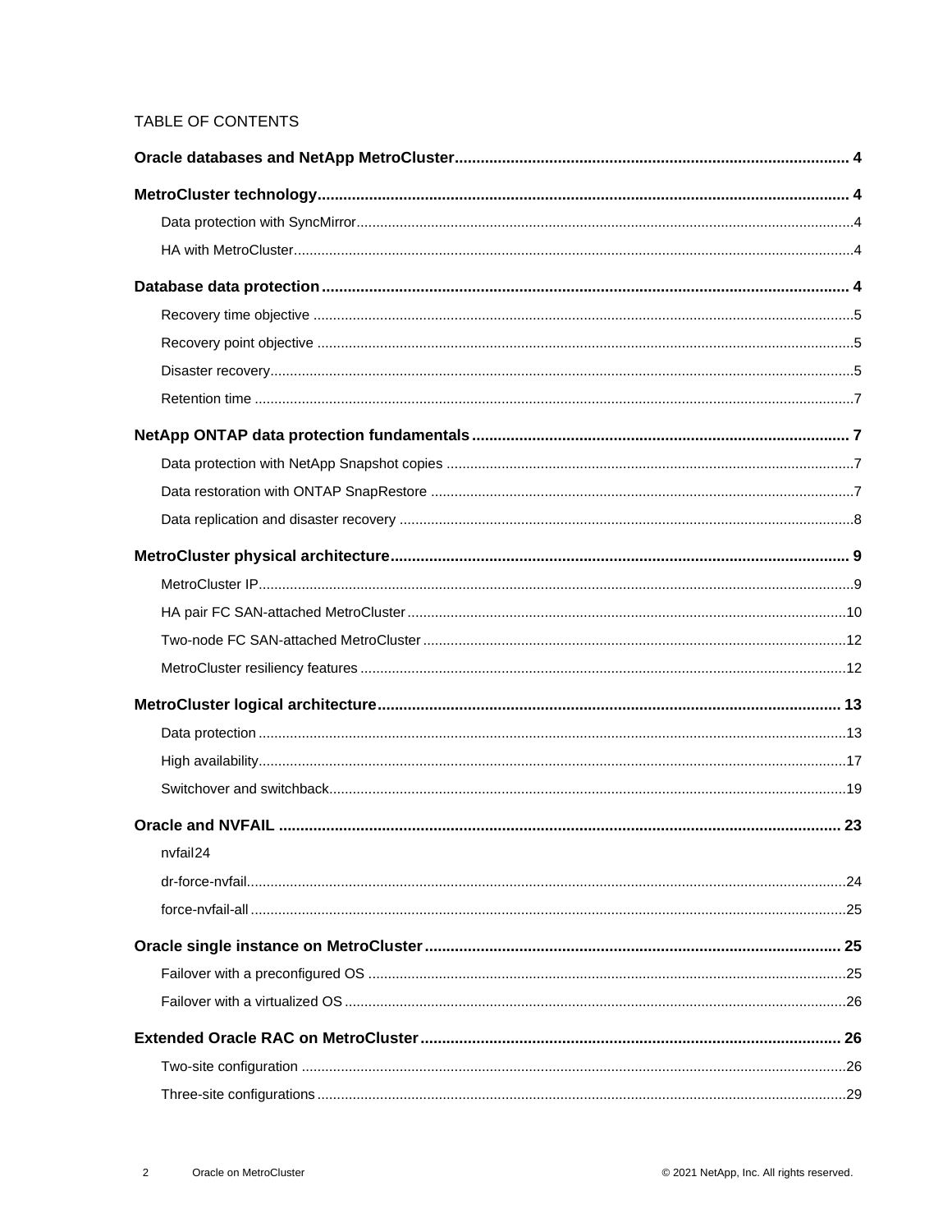TABLE OF CONTENTS

**Oracle databases and NetApp MetroCluster** .......... 4

**MetroCluster technology** .......... 4

- Data protection with SyncMirror .......... 4
- HA with MetroCluster .......... 4

**Database data protection** .......... 4

- Recovery time objective .......... 5
- Recovery point objective .......... 5
- Disaster recovery .......... 5
- Retention time .......... 7

**NetApp ONTAP data protection fundamentals** .......... 7

- Data protection with NetApp Snapshot copies .......... 7
- Data restoration with ONTAP SnapRestore .......... 7
- Data replication and disaster recovery .......... 8

**MetroCluster physical architecture** .......... 9

- MetroCluster IP .......... 9
- HA pair FC SAN-attached MetroCluster .......... 10
- Two-node FC SAN-attached MetroCluster .......... 12
- MetroCluster resiliency features .......... 12

**MetroCluster logical architecture** .......... 13

- Data protection .......... 13
- High availability .......... 17
- Switchover and switchback .......... 19

**Oracle and NVFAIL** .......... 23

- nvfail 24
- dr-force-nvfail .......... 24
- force-nvfail-all .......... 25

**Oracle single instance on MetroCluster** .......... 25

- Failover with a preconfigured OS .......... 25
- Failover with a virtualized OS .......... 26

**Extended Oracle RAC on MetroCluster** .......... 26

- Two-site configuration .......... 26
- Three-site configurations .......... 29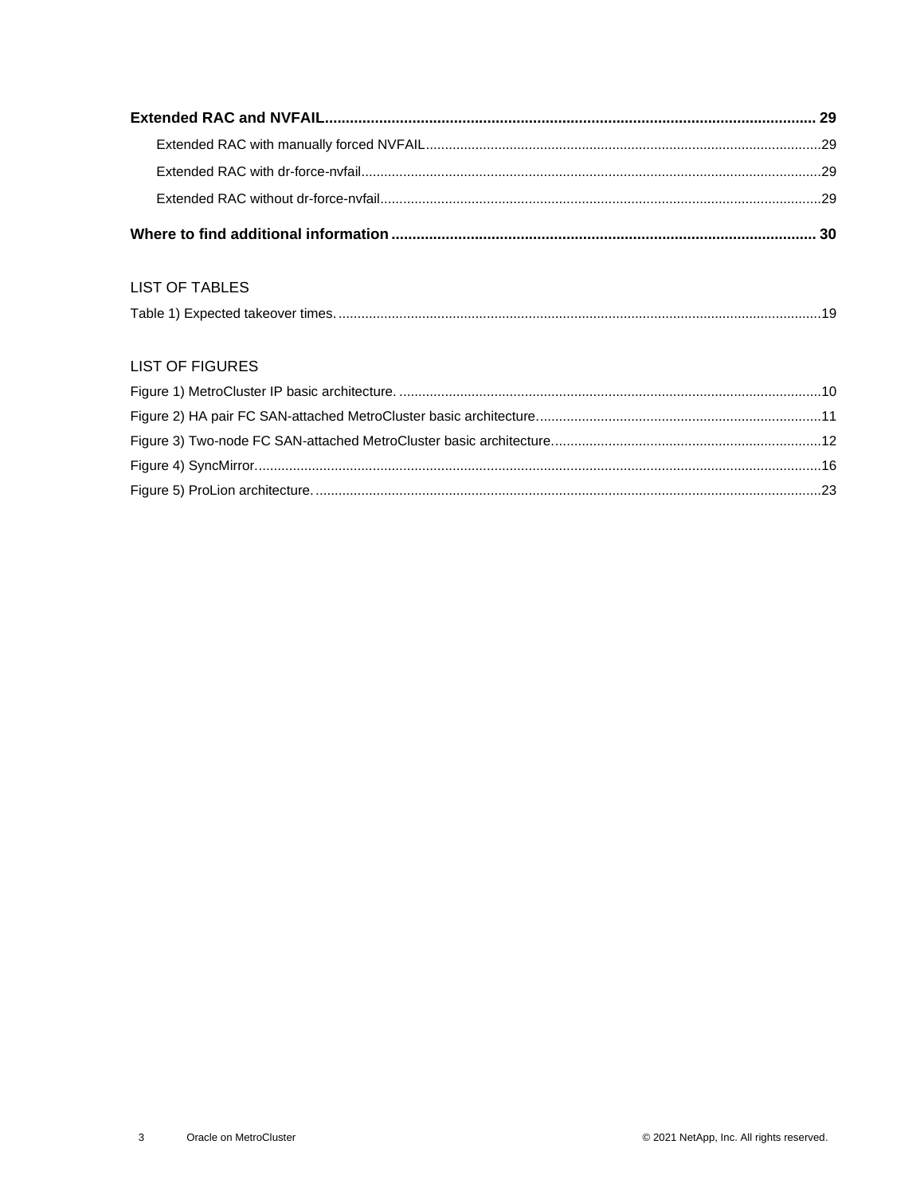**Extended RAC and NVFAIL** ...................................................................................................................... 29

- Extended RAC with manually forced NVFAIL ........................................................................................................ 29
- Extended RAC with dr-force-nvfail ........................................................................................................................ 29
- Extended RAC without dr-force-nvfail ................................................................................................................... 29

**Where to find additional information** ..................................................................................................... 30

LIST OF TABLES

Table 1) Expected takeover times. ............................................................................................................................ 19

LIST OF FIGURES

Figure 1) MetroCluster IP basic architecture. ............................................................................................................ 10

Figure 2) HA pair FC SAN-attached MetroCluster basic architecture. ......................................................................... 11

Figure 3) Two-node FC SAN-attached MetroCluster basic architecture. ...................................................................... 12

Figure 4) SyncMirror. ................................................................................................................................................. 16

Figure 5) ProLion architecture. .................................................................................................................................. 23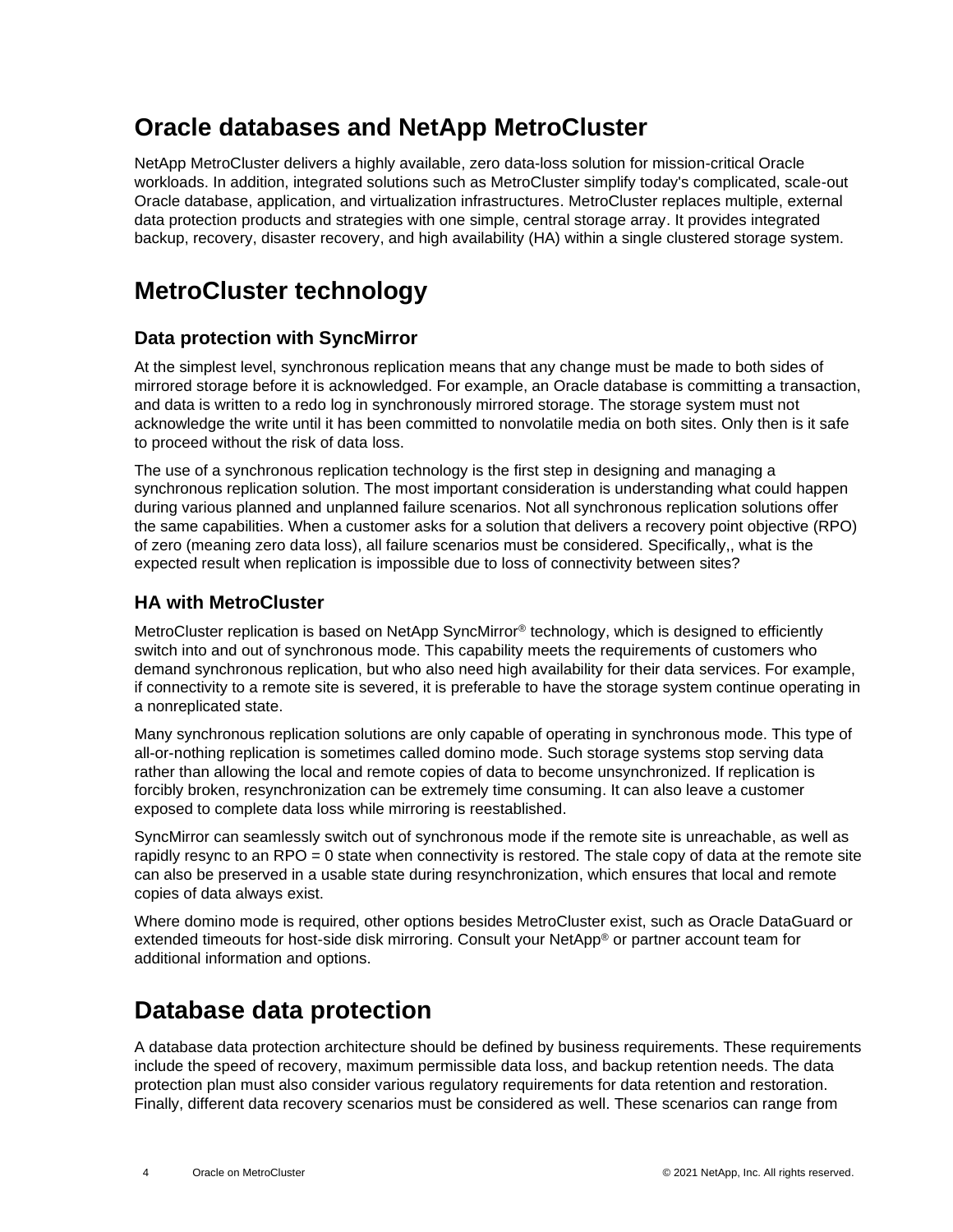# Oracle databases and NetApp MetroCluster

NetApp MetroCluster delivers a highly available, zero data-loss solution for mission-critical Oracle workloads. In addition, integrated solutions such as MetroCluster simplify today's complicated, scale-out Oracle database, application, and virtualization infrastructures. MetroCluster replaces multiple, external data protection products and strategies with one simple, central storage array. It provides integrated backup, recovery, disaster recovery, and high availability (HA) within a single clustered storage system.

# MetroCluster technology

## Data protection with SyncMirror

At the simplest level, synchronous replication means that any change must be made to both sides of mirrored storage before it is acknowledged. For example, an Oracle database is committing a transaction, and data is written to a redo log in synchronously mirrored storage. The storage system must not acknowledge the write until it has been committed to nonvolatile media on both sites. Only then is it safe to proceed without the risk of data loss.

The use of a synchronous replication technology is the first step in designing and managing a synchronous replication solution. The most important consideration is understanding what could happen during various planned and unplanned failure scenarios. Not all synchronous replication solutions offer the same capabilities. When a customer asks for a solution that delivers a recovery point objective (RPO) of zero (meaning zero data loss), all failure scenarios must be considered. Specifically,, what is the expected result when replication is impossible due to loss of connectivity between sites?

## HA with MetroCluster

MetroCluster replication is based on NetApp SyncMirror® technology, which is designed to efficiently switch into and out of synchronous mode. This capability meets the requirements of customers who demand synchronous replication, but who also need high availability for their data services. For example, if connectivity to a remote site is severed, it is preferable to have the storage system continue operating in a nonreplicated state.

Many synchronous replication solutions are only capable of operating in synchronous mode. This type of all-or-nothing replication is sometimes called domino mode. Such storage systems stop serving data rather than allowing the local and remote copies of data to become unsynchronized. If replication is forcibly broken, resynchronization can be extremely time consuming. It can also leave a customer exposed to complete data loss while mirroring is reestablished.

SyncMirror can seamlessly switch out of synchronous mode if the remote site is unreachable, as well as rapidly resync to an RPO = 0 state when connectivity is restored. The stale copy of data at the remote site can also be preserved in a usable state during resynchronization, which ensures that local and remote copies of data always exist.

Where domino mode is required, other options besides MetroCluster exist, such as Oracle DataGuard or extended timeouts for host-side disk mirroring. Consult your NetApp® or partner account team for additional information and options.

# Database data protection

A database data protection architecture should be defined by business requirements. These requirements include the speed of recovery, maximum permissible data loss, and backup retention needs. The data protection plan must also consider various regulatory requirements for data retention and restoration. Finally, different data recovery scenarios must be considered as well. These scenarios can range from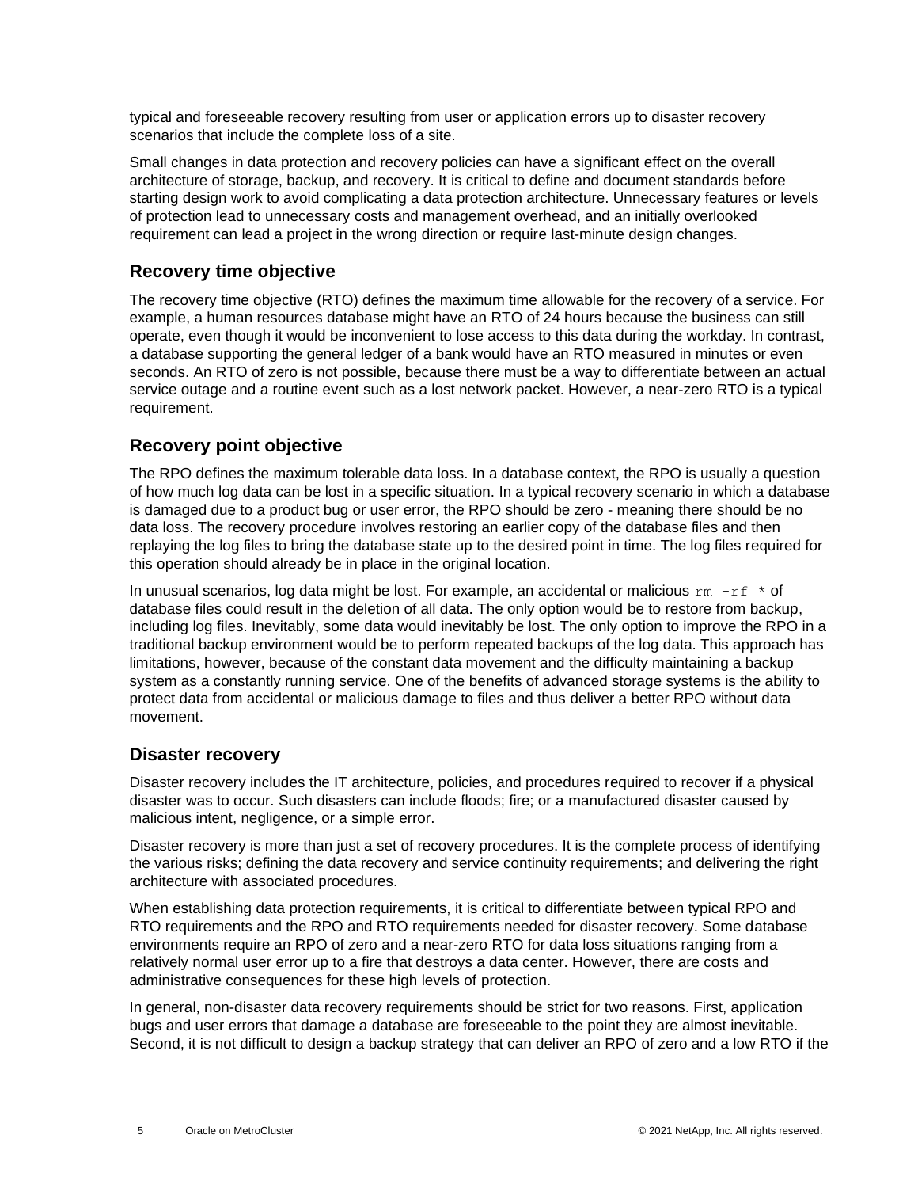typical and foreseeable recovery resulting from user or application errors up to disaster recovery scenarios that include the complete loss of a site.

Small changes in data protection and recovery policies can have a significant effect on the overall architecture of storage, backup, and recovery. It is critical to define and document standards before starting design work to avoid complicating a data protection architecture. Unnecessary features or levels of protection lead to unnecessary costs and management overhead, and an initially overlooked requirement can lead a project in the wrong direction or require last-minute design changes.

## Recovery time objective

The recovery time objective (RTO) defines the maximum time allowable for the recovery of a service. For example, a human resources database might have an RTO of 24 hours because the business can still operate, even though it would be inconvenient to lose access to this data during the workday. In contrast, a database supporting the general ledger of a bank would have an RTO measured in minutes or even seconds. An RTO of zero is not possible, because there must be a way to differentiate between an actual service outage and a routine event such as a lost network packet. However, a near-zero RTO is a typical requirement.

## Recovery point objective

The RPO defines the maximum tolerable data loss. In a database context, the RPO is usually a question of how much log data can be lost in a specific situation. In a typical recovery scenario in which a database is damaged due to a product bug or user error, the RPO should be zero - meaning there should be no data loss. The recovery procedure involves restoring an earlier copy of the database files and then replaying the log files to bring the database state up to the desired point in time. The log files required for this operation should already be in place in the original location.

In unusual scenarios, log data might be lost. For example, an accidental or malicious `rm -rf *` of database files could result in the deletion of all data. The only option would be to restore from backup, including log files. Inevitably, some data would inevitably be lost. The only option to improve the RPO in a traditional backup environment would be to perform repeated backups of the log data. This approach has limitations, however, because of the constant data movement and the difficulty maintaining a backup system as a constantly running service. One of the benefits of advanced storage systems is the ability to protect data from accidental or malicious damage to files and thus deliver a better RPO without data movement.

## Disaster recovery

Disaster recovery includes the IT architecture, policies, and procedures required to recover if a physical disaster was to occur. Such disasters can include floods; fire; or a manufactured disaster caused by malicious intent, negligence, or a simple error.

Disaster recovery is more than just a set of recovery procedures. It is the complete process of identifying the various risks; defining the data recovery and service continuity requirements; and delivering the right architecture with associated procedures.

When establishing data protection requirements, it is critical to differentiate between typical RPO and RTO requirements and the RPO and RTO requirements needed for disaster recovery. Some database environments require an RPO of zero and a near-zero RTO for data loss situations ranging from a relatively normal user error up to a fire that destroys a data center. However, there are costs and administrative consequences for these high levels of protection.

In general, non-disaster data recovery requirements should be strict for two reasons. First, application bugs and user errors that damage a database are foreseeable to the point they are almost inevitable. Second, it is not difficult to design a backup strategy that can deliver an RPO of zero and a low RTO if the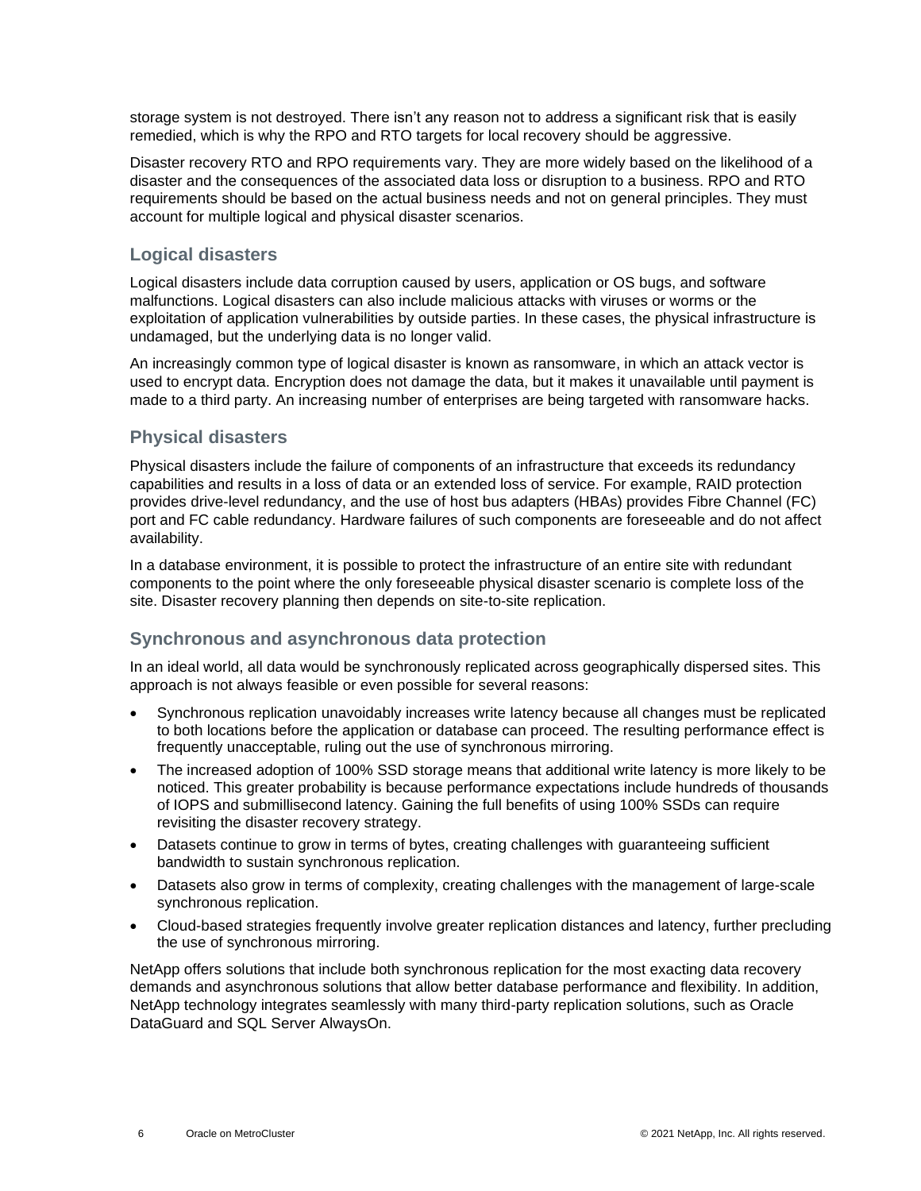storage system is not destroyed. There isn't any reason not to address a significant risk that is easily remedied, which is why the RPO and RTO targets for local recovery should be aggressive.

Disaster recovery RTO and RPO requirements vary. They are more widely based on the likelihood of a disaster and the consequences of the associated data loss or disruption to a business. RPO and RTO requirements should be based on the actual business needs and not on general principles. They must account for multiple logical and physical disaster scenarios.

### Logical disasters

Logical disasters include data corruption caused by users, application or OS bugs, and software malfunctions. Logical disasters can also include malicious attacks with viruses or worms or the exploitation of application vulnerabilities by outside parties. In these cases, the physical infrastructure is undamaged, but the underlying data is no longer valid.

An increasingly common type of logical disaster is known as ransomware, in which an attack vector is used to encrypt data. Encryption does not damage the data, but it makes it unavailable until payment is made to a third party. An increasing number of enterprises are being targeted with ransomware hacks.

### Physical disasters

Physical disasters include the failure of components of an infrastructure that exceeds its redundancy capabilities and results in a loss of data or an extended loss of service. For example, RAID protection provides drive-level redundancy, and the use of host bus adapters (HBAs) provides Fibre Channel (FC) port and FC cable redundancy. Hardware failures of such components are foreseeable and do not affect availability.

In a database environment, it is possible to protect the infrastructure of an entire site with redundant components to the point where the only foreseeable physical disaster scenario is complete loss of the site. Disaster recovery planning then depends on site-to-site replication.

### Synchronous and asynchronous data protection

In an ideal world, all data would be synchronously replicated across geographically dispersed sites. This approach is not always feasible or even possible for several reasons:

- Synchronous replication unavoidably increases write latency because all changes must be replicated to both locations before the application or database can proceed. The resulting performance effect is frequently unacceptable, ruling out the use of synchronous mirroring.
- The increased adoption of 100% SSD storage means that additional write latency is more likely to be noticed. This greater probability is because performance expectations include hundreds of thousands of IOPS and submillisecond latency. Gaining the full benefits of using 100% SSDs can require revisiting the disaster recovery strategy.
- Datasets continue to grow in terms of bytes, creating challenges with guaranteeing sufficient bandwidth to sustain synchronous replication.
- Datasets also grow in terms of complexity, creating challenges with the management of large-scale synchronous replication.
- Cloud-based strategies frequently involve greater replication distances and latency, further precluding the use of synchronous mirroring.

NetApp offers solutions that include both synchronous replication for the most exacting data recovery demands and asynchronous solutions that allow better database performance and flexibility. In addition, NetApp technology integrates seamlessly with many third-party replication solutions, such as Oracle DataGuard and SQL Server AlwaysOn.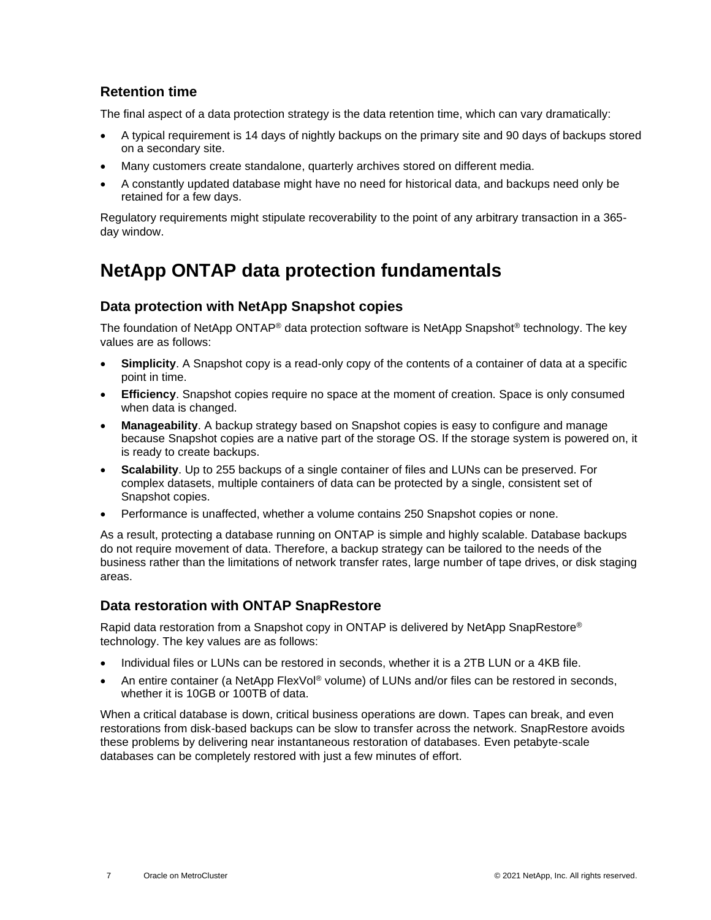### Retention time

The final aspect of a data protection strategy is the data retention time, which can vary dramatically:

- A typical requirement is 14 days of nightly backups on the primary site and 90 days of backups stored on a secondary site.
- Many customers create standalone, quarterly archives stored on different media.
- A constantly updated database might have no need for historical data, and backups need only be retained for a few days.

Regulatory requirements might stipulate recoverability to the point of any arbitrary transaction in a 365-day window.

## NetApp ONTAP data protection fundamentals

### Data protection with NetApp Snapshot copies

The foundation of NetApp ONTAP® data protection software is NetApp Snapshot® technology. The key values are as follows:

- **Simplicity**. A Snapshot copy is a read-only copy of the contents of a container of data at a specific point in time.
- **Efficiency**. Snapshot copies require no space at the moment of creation. Space is only consumed when data is changed.
- **Manageability**. A backup strategy based on Snapshot copies is easy to configure and manage because Snapshot copies are a native part of the storage OS. If the storage system is powered on, it is ready to create backups.
- **Scalability**. Up to 255 backups of a single container of files and LUNs can be preserved. For complex datasets, multiple containers of data can be protected by a single, consistent set of Snapshot copies.
- Performance is unaffected, whether a volume contains 250 Snapshot copies or none.

As a result, protecting a database running on ONTAP is simple and highly scalable. Database backups do not require movement of data. Therefore, a backup strategy can be tailored to the needs of the business rather than the limitations of network transfer rates, large number of tape drives, or disk staging areas.

### Data restoration with ONTAP SnapRestore

Rapid data restoration from a Snapshot copy in ONTAP is delivered by NetApp SnapRestore® technology. The key values are as follows:

- Individual files or LUNs can be restored in seconds, whether it is a 2TB LUN or a 4KB file.
- An entire container (a NetApp FlexVol® volume) of LUNs and/or files can be restored in seconds, whether it is 10GB or 100TB of data.

When a critical database is down, critical business operations are down. Tapes can break, and even restorations from disk-based backups can be slow to transfer across the network. SnapRestore avoids these problems by delivering near instantaneous restoration of databases. Even petabyte-scale databases can be completely restored with just a few minutes of effort.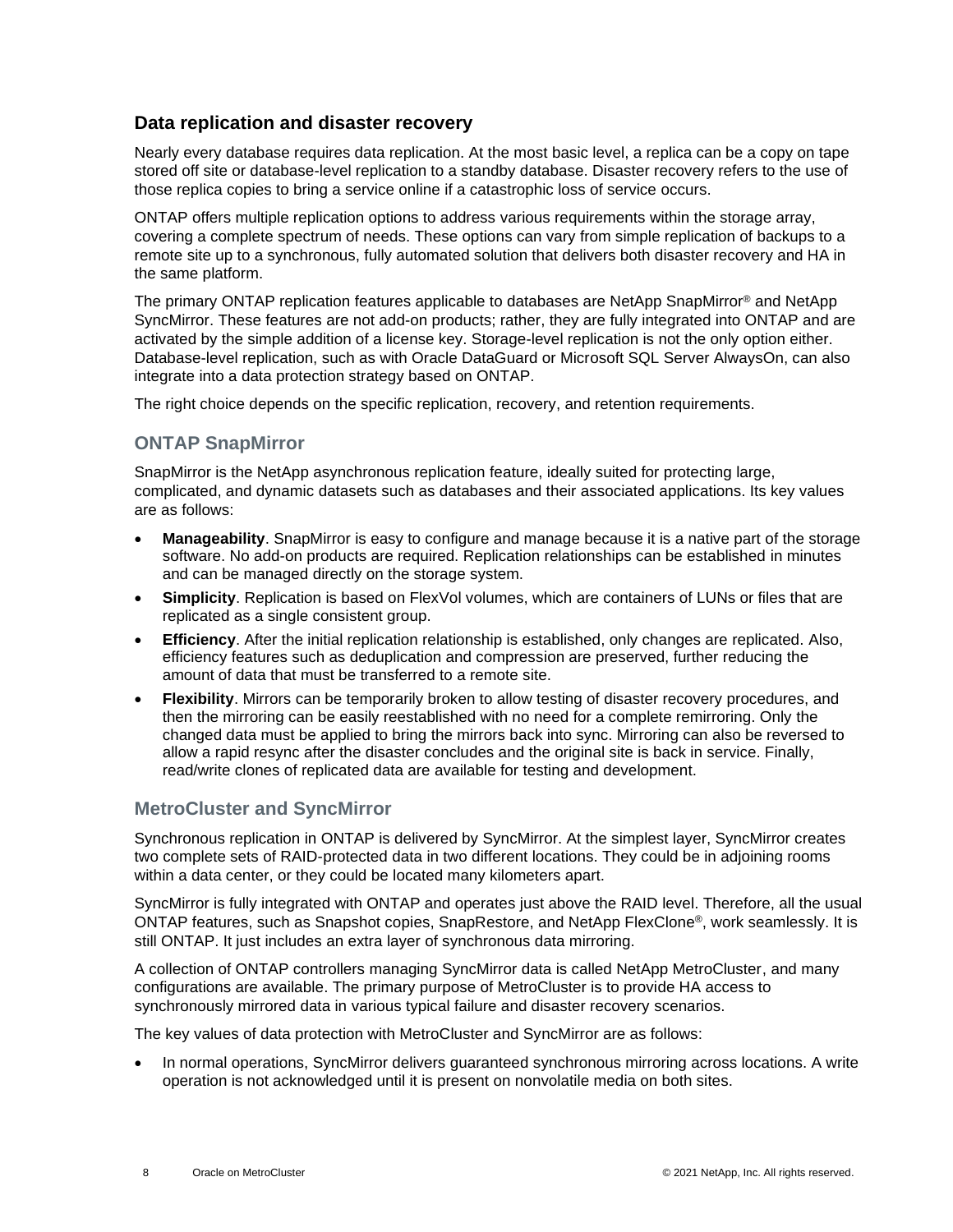## Data replication and disaster recovery

Nearly every database requires data replication. At the most basic level, a replica can be a copy on tape stored off site or database-level replication to a standby database. Disaster recovery refers to the use of those replica copies to bring a service online if a catastrophic loss of service occurs.

ONTAP offers multiple replication options to address various requirements within the storage array, covering a complete spectrum of needs. These options can vary from simple replication of backups to a remote site up to a synchronous, fully automated solution that delivers both disaster recovery and HA in the same platform.

The primary ONTAP replication features applicable to databases are NetApp SnapMirror® and NetApp SyncMirror. These features are not add-on products; rather, they are fully integrated into ONTAP and are activated by the simple addition of a license key. Storage-level replication is not the only option either. Database-level replication, such as with Oracle DataGuard or Microsoft SQL Server AlwaysOn, can also integrate into a data protection strategy based on ONTAP.

The right choice depends on the specific replication, recovery, and retention requirements.

### ONTAP SnapMirror

SnapMirror is the NetApp asynchronous replication feature, ideally suited for protecting large, complicated, and dynamic datasets such as databases and their associated applications. Its key values are as follows:

- **Manageability**. SnapMirror is easy to configure and manage because it is a native part of the storage software. No add-on products are required. Replication relationships can be established in minutes and can be managed directly on the storage system.
- **Simplicity**. Replication is based on FlexVol volumes, which are containers of LUNs or files that are replicated as a single consistent group.
- **Efficiency**. After the initial replication relationship is established, only changes are replicated. Also, efficiency features such as deduplication and compression are preserved, further reducing the amount of data that must be transferred to a remote site.
- **Flexibility**. Mirrors can be temporarily broken to allow testing of disaster recovery procedures, and then the mirroring can be easily reestablished with no need for a complete remirroring. Only the changed data must be applied to bring the mirrors back into sync. Mirroring can also be reversed to allow a rapid resync after the disaster concludes and the original site is back in service. Finally, read/write clones of replicated data are available for testing and development.

### MetroCluster and SyncMirror

Synchronous replication in ONTAP is delivered by SyncMirror. At the simplest layer, SyncMirror creates two complete sets of RAID-protected data in two different locations. They could be in adjoining rooms within a data center, or they could be located many kilometers apart.

SyncMirror is fully integrated with ONTAP and operates just above the RAID level. Therefore, all the usual ONTAP features, such as Snapshot copies, SnapRestore, and NetApp FlexClone®, work seamlessly. It is still ONTAP. It just includes an extra layer of synchronous data mirroring.

A collection of ONTAP controllers managing SyncMirror data is called NetApp MetroCluster, and many configurations are available. The primary purpose of MetroCluster is to provide HA access to synchronously mirrored data in various typical failure and disaster recovery scenarios.

The key values of data protection with MetroCluster and SyncMirror are as follows:

- In normal operations, SyncMirror delivers guaranteed synchronous mirroring across locations. A write operation is not acknowledged until it is present on nonvolatile media on both sites.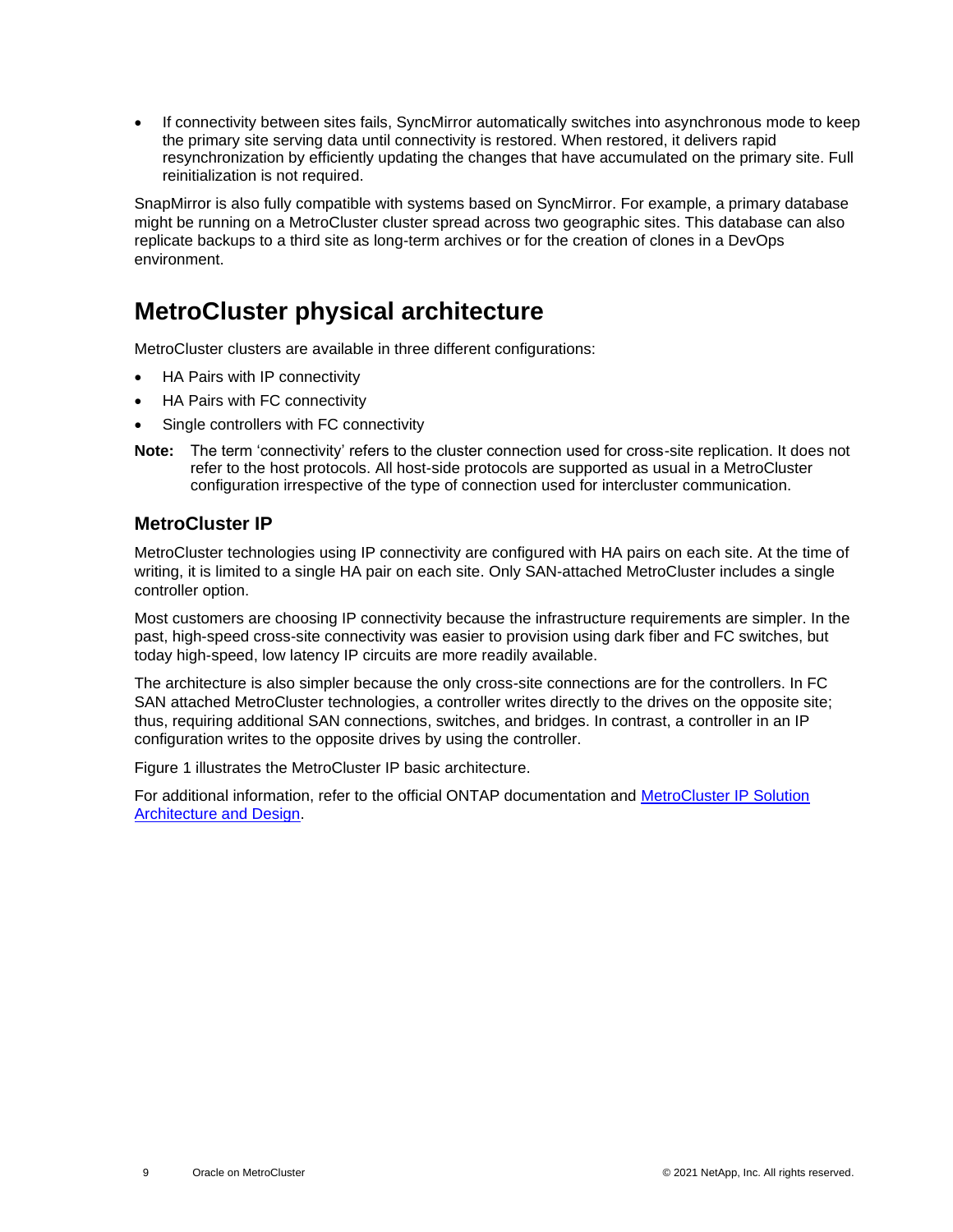- If connectivity between sites fails, SyncMirror automatically switches into asynchronous mode to keep the primary site serving data until connectivity is restored. When restored, it delivers rapid resynchronization by efficiently updating the changes that have accumulated on the primary site. Full reinitialization is not required.

SnapMirror is also fully compatible with systems based on SyncMirror. For example, a primary database might be running on a MetroCluster cluster spread across two geographic sites. This database can also replicate backups to a third site as long-term archives or for the creation of clones in a DevOps environment.

## MetroCluster physical architecture

MetroCluster clusters are available in three different configurations:

- HA Pairs with IP connectivity
- HA Pairs with FC connectivity
- Single controllers with FC connectivity

**Note:** The term 'connectivity' refers to the cluster connection used for cross-site replication. It does not refer to the host protocols. All host-side protocols are supported as usual in a MetroCluster configuration irrespective of the type of connection used for intercluster communication.

### MetroCluster IP

MetroCluster technologies using IP connectivity are configured with HA pairs on each site. At the time of writing, it is limited to a single HA pair on each site. Only SAN-attached MetroCluster includes a single controller option.

Most customers are choosing IP connectivity because the infrastructure requirements are simpler. In the past, high-speed cross-site connectivity was easier to provision using dark fiber and FC switches, but today high-speed, low latency IP circuits are more readily available.

The architecture is also simpler because the only cross-site connections are for the controllers. In FC SAN attached MetroCluster technologies, a controller writes directly to the drives on the opposite site; thus, requiring additional SAN connections, switches, and bridges. In contrast, a controller in an IP configuration writes to the opposite drives by using the controller.

Figure 1 illustrates the MetroCluster IP basic architecture.

For additional information, refer to the official ONTAP documentation and [MetroCluster IP Solution Architecture and Design](MetroCluster IP Solution Architecture and Design).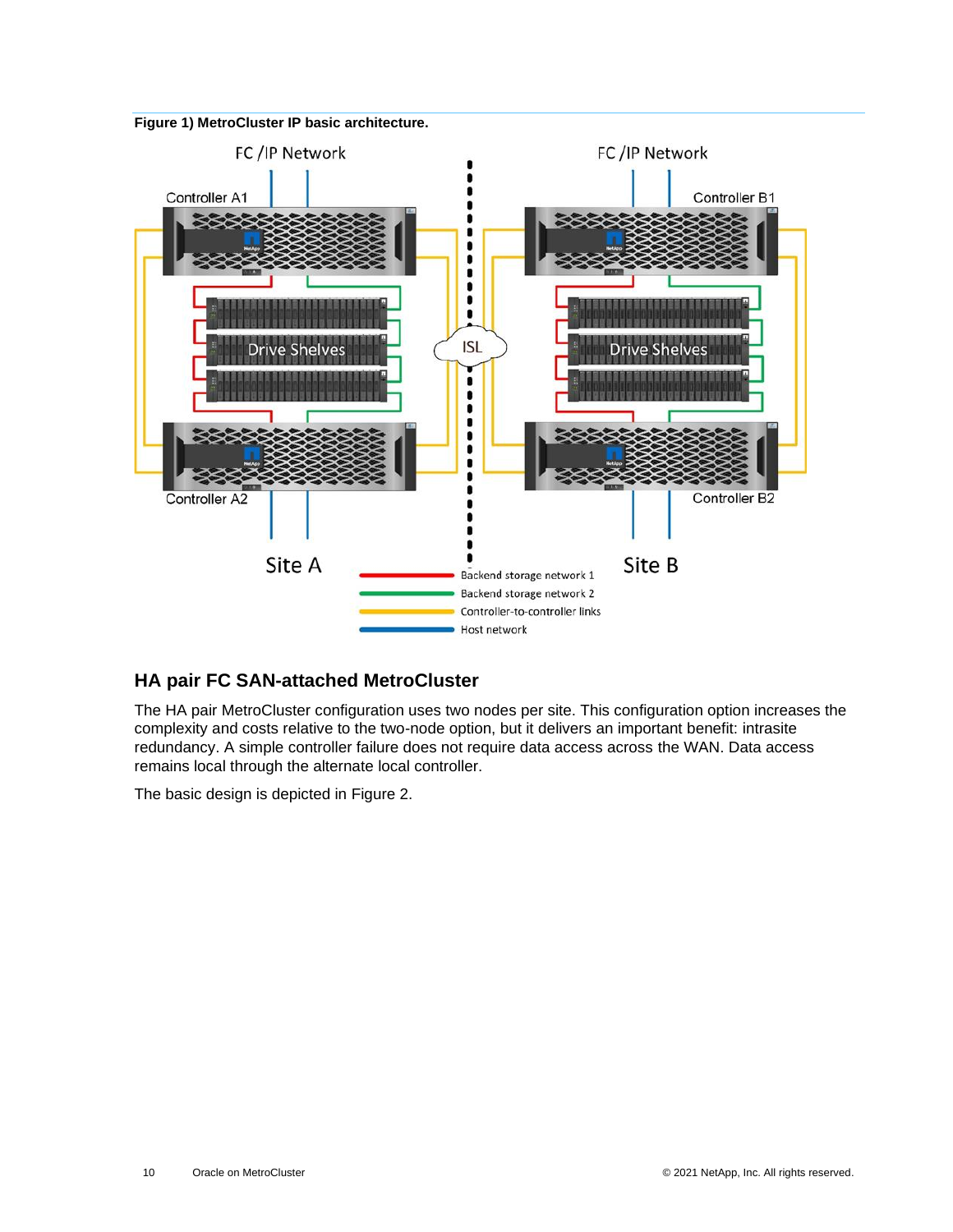**Figure 1) MetroCluster IP basic architecture.**

## HA pair FC SAN-attached MetroCluster

The HA pair MetroCluster configuration uses two nodes per site. This configuration option increases the complexity and costs relative to the two-node option, but it delivers an important benefit: intrasite redundancy. A simple controller failure does not require data access across the WAN. Data access remains local through the alternate local controller.

The basic design is depicted in Figure 2.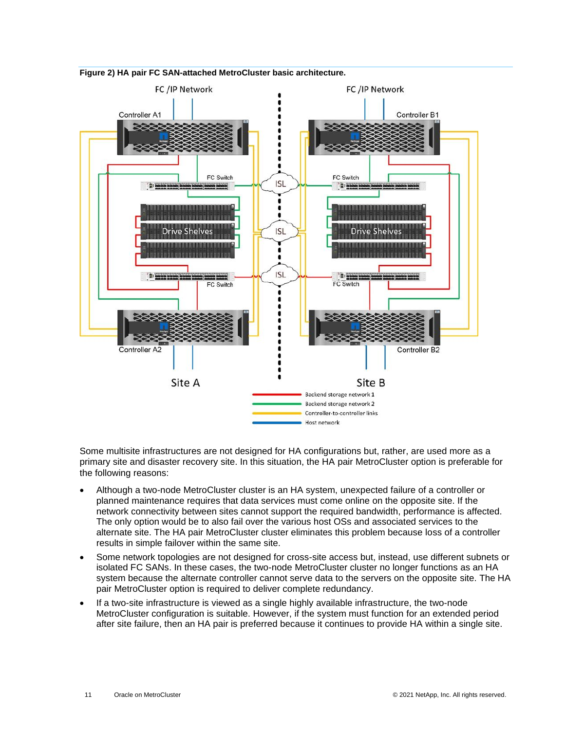**Figure 2) HA pair FC SAN-attached MetroCluster basic architecture.**

Some multisite infrastructures are not designed for HA configurations but, rather, are used more as a primary site and disaster recovery site. In this situation, the HA pair MetroCluster option is preferable for the following reasons:

- Although a two-node MetroCluster cluster is an HA system, unexpected failure of a controller or planned maintenance requires that data services must come online on the opposite site. If the network connectivity between sites cannot support the required bandwidth, performance is affected. The only option would be to also fail over the various host OSs and associated services to the alternate site. The HA pair MetroCluster cluster eliminates this problem because loss of a controller results in simple failover within the same site.
- Some network topologies are not designed for cross-site access but, instead, use different subnets or isolated FC SANs. In these cases, the two-node MetroCluster cluster no longer functions as an HA system because the alternate controller cannot serve data to the servers on the opposite site. The HA pair MetroCluster option is required to deliver complete redundancy.
- If a two-site infrastructure is viewed as a single highly available infrastructure, the two-node MetroCluster configuration is suitable. However, if the system must function for an extended period after site failure, then an HA pair is preferred because it continues to provide HA within a single site.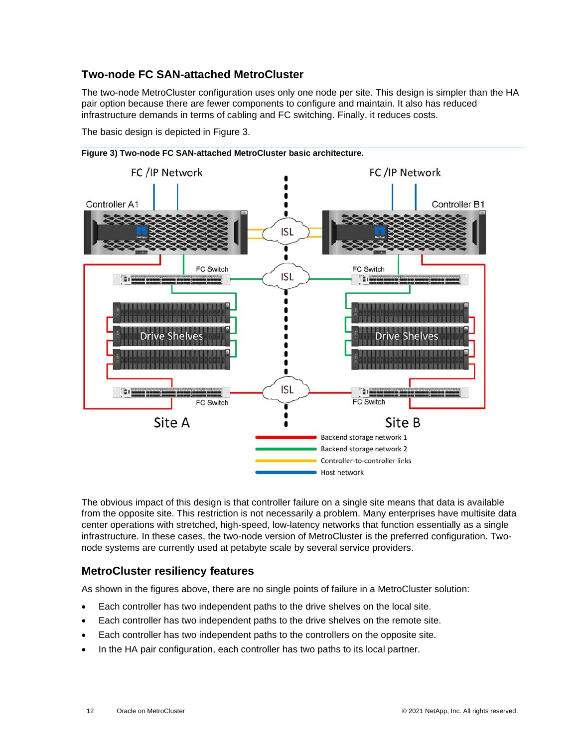### Two-node FC SAN-attached MetroCluster

The two-node MetroCluster configuration uses only one node per site. This design is simpler than the HA pair option because there are fewer components to configure and maintain. It also has reduced infrastructure demands in terms of cabling and FC switching. Finally, it reduces costs.

The basic design is depicted in Figure 3.

**Figure 3) Two-node FC SAN-attached MetroCluster basic architecture.**

The obvious impact of this design is that controller failure on a single site means that data is available from the opposite site. This restriction is not necessarily a problem. Many enterprises have multisite data center operations with stretched, high-speed, low-latency networks that function essentially as a single infrastructure. In these cases, the two-node version of MetroCluster is the preferred configuration. Two-node systems are currently used at petabyte scale by several service providers.

## MetroCluster resiliency features

As shown in the figures above, there are no single points of failure in a MetroCluster solution:

- Each controller has two independent paths to the drive shelves on the local site.
- Each controller has two independent paths to the drive shelves on the remote site.
- Each controller has two independent paths to the controllers on the opposite site.
- In the HA pair configuration, each controller has two paths to its local partner.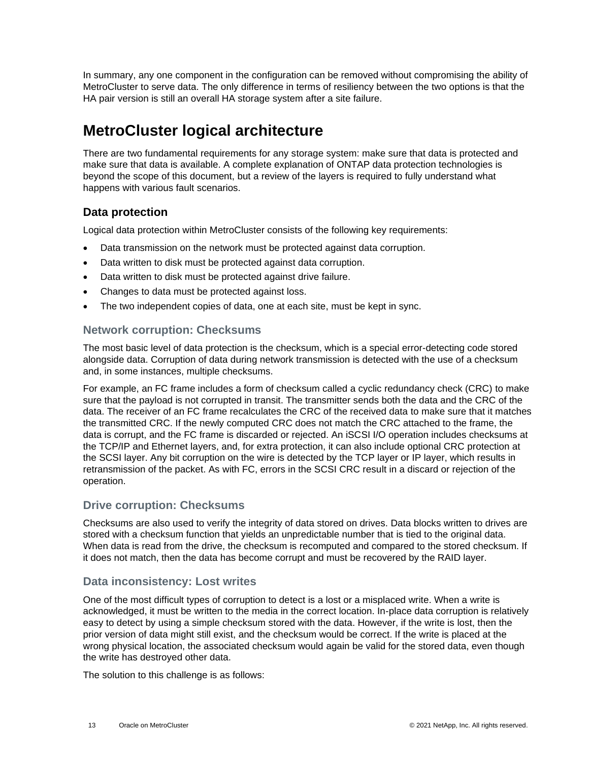In summary, any one component in the configuration can be removed without compromising the ability of MetroCluster to serve data. The only difference in terms of resiliency between the two options is that the HA pair version is still an overall HA storage system after a site failure.

# MetroCluster logical architecture

There are two fundamental requirements for any storage system: make sure that data is protected and make sure that data is available. A complete explanation of ONTAP data protection technologies is beyond the scope of this document, but a review of the layers is required to fully understand what happens with various fault scenarios.

## Data protection

Logical data protection within MetroCluster consists of the following key requirements:

- Data transmission on the network must be protected against data corruption.
- Data written to disk must be protected against data corruption.
- Data written to disk must be protected against drive failure.
- Changes to data must be protected against loss.
- The two independent copies of data, one at each site, must be kept in sync.

### Network corruption: Checksums

The most basic level of data protection is the checksum, which is a special error-detecting code stored alongside data. Corruption of data during network transmission is detected with the use of a checksum and, in some instances, multiple checksums.

For example, an FC frame includes a form of checksum called a cyclic redundancy check (CRC) to make sure that the payload is not corrupted in transit. The transmitter sends both the data and the CRC of the data. The receiver of an FC frame recalculates the CRC of the received data to make sure that it matches the transmitted CRC. If the newly computed CRC does not match the CRC attached to the frame, the data is corrupt, and the FC frame is discarded or rejected. An iSCSI I/O operation includes checksums at the TCP/IP and Ethernet layers, and, for extra protection, it can also include optional CRC protection at the SCSI layer. Any bit corruption on the wire is detected by the TCP layer or IP layer, which results in retransmission of the packet. As with FC, errors in the SCSI CRC result in a discard or rejection of the operation.

### Drive corruption: Checksums

Checksums are also used to verify the integrity of data stored on drives. Data blocks written to drives are stored with a checksum function that yields an unpredictable number that is tied to the original data. When data is read from the drive, the checksum is recomputed and compared to the stored checksum. If it does not match, then the data has become corrupt and must be recovered by the RAID layer.

### Data inconsistency: Lost writes

One of the most difficult types of corruption to detect is a lost or a misplaced write. When a write is acknowledged, it must be written to the media in the correct location. In-place data corruption is relatively easy to detect by using a simple checksum stored with the data. However, if the write is lost, then the prior version of data might still exist, and the checksum would be correct. If the write is placed at the wrong physical location, the associated checksum would again be valid for the stored data, even though the write has destroyed other data.

The solution to this challenge is as follows: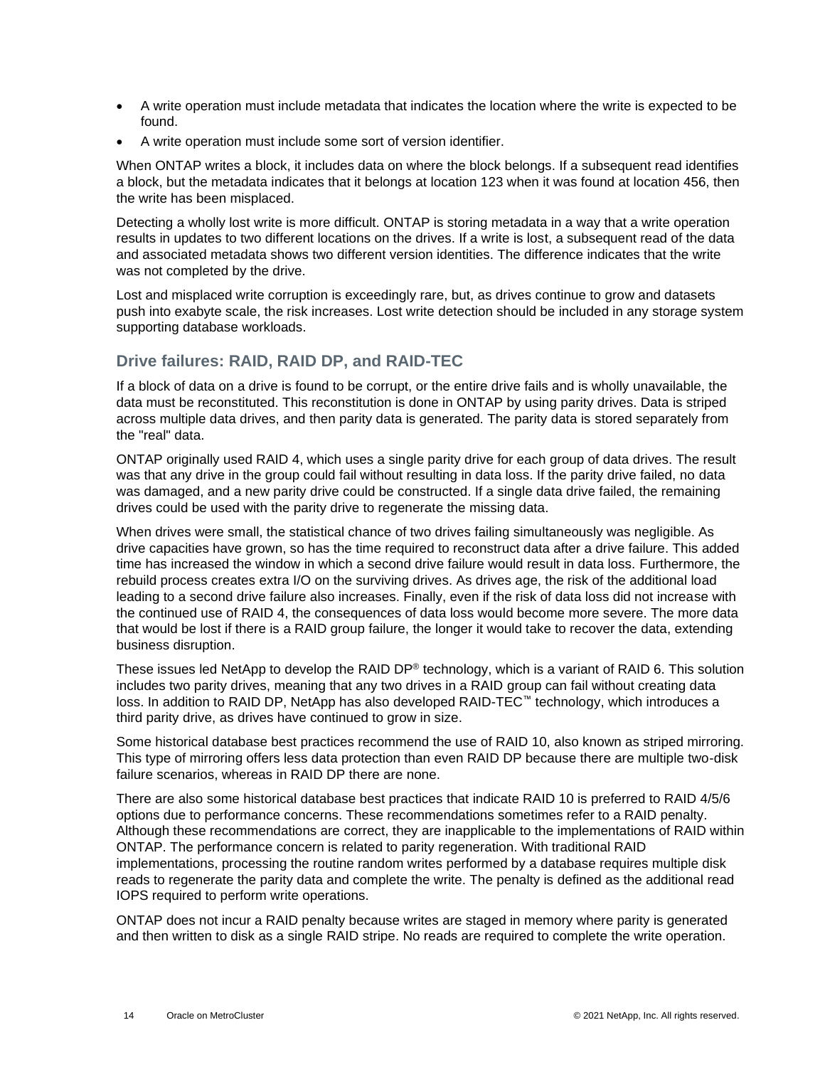- A write operation must include metadata that indicates the location where the write is expected to be found.
- A write operation must include some sort of version identifier.

When ONTAP writes a block, it includes data on where the block belongs. If a subsequent read identifies a block, but the metadata indicates that it belongs at location 123 when it was found at location 456, then the write has been misplaced.

Detecting a wholly lost write is more difficult. ONTAP is storing metadata in a way that a write operation results in updates to two different locations on the drives. If a write is lost, a subsequent read of the data and associated metadata shows two different version identities. The difference indicates that the write was not completed by the drive.

Lost and misplaced write corruption is exceedingly rare, but, as drives continue to grow and datasets push into exabyte scale, the risk increases. Lost write detection should be included in any storage system supporting database workloads.

## Drive failures: RAID, RAID DP, and RAID-TEC

If a block of data on a drive is found to be corrupt, or the entire drive fails and is wholly unavailable, the data must be reconstituted. This reconstitution is done in ONTAP by using parity drives. Data is striped across multiple data drives, and then parity data is generated. The parity data is stored separately from the "real" data.

ONTAP originally used RAID 4, which uses a single parity drive for each group of data drives. The result was that any drive in the group could fail without resulting in data loss. If the parity drive failed, no data was damaged, and a new parity drive could be constructed. If a single data drive failed, the remaining drives could be used with the parity drive to regenerate the missing data.

When drives were small, the statistical chance of two drives failing simultaneously was negligible. As drive capacities have grown, so has the time required to reconstruct data after a drive failure. This added time has increased the window in which a second drive failure would result in data loss. Furthermore, the rebuild process creates extra I/O on the surviving drives. As drives age, the risk of the additional load leading to a second drive failure also increases. Finally, even if the risk of data loss did not increase with the continued use of RAID 4, the consequences of data loss would become more severe. The more data that would be lost if there is a RAID group failure, the longer it would take to recover the data, extending business disruption.

These issues led NetApp to develop the RAID DP® technology, which is a variant of RAID 6. This solution includes two parity drives, meaning that any two drives in a RAID group can fail without creating data loss. In addition to RAID DP, NetApp has also developed RAID-TEC™ technology, which introduces a third parity drive, as drives have continued to grow in size.

Some historical database best practices recommend the use of RAID 10, also known as striped mirroring. This type of mirroring offers less data protection than even RAID DP because there are multiple two-disk failure scenarios, whereas in RAID DP there are none.

There are also some historical database best practices that indicate RAID 10 is preferred to RAID 4/5/6 options due to performance concerns. These recommendations sometimes refer to a RAID penalty. Although these recommendations are correct, they are inapplicable to the implementations of RAID within ONTAP. The performance concern is related to parity regeneration. With traditional RAID implementations, processing the routine random writes performed by a database requires multiple disk reads to regenerate the parity data and complete the write. The penalty is defined as the additional read IOPS required to perform write operations.

ONTAP does not incur a RAID penalty because writes are staged in memory where parity is generated and then written to disk as a single RAID stripe. No reads are required to complete the write operation.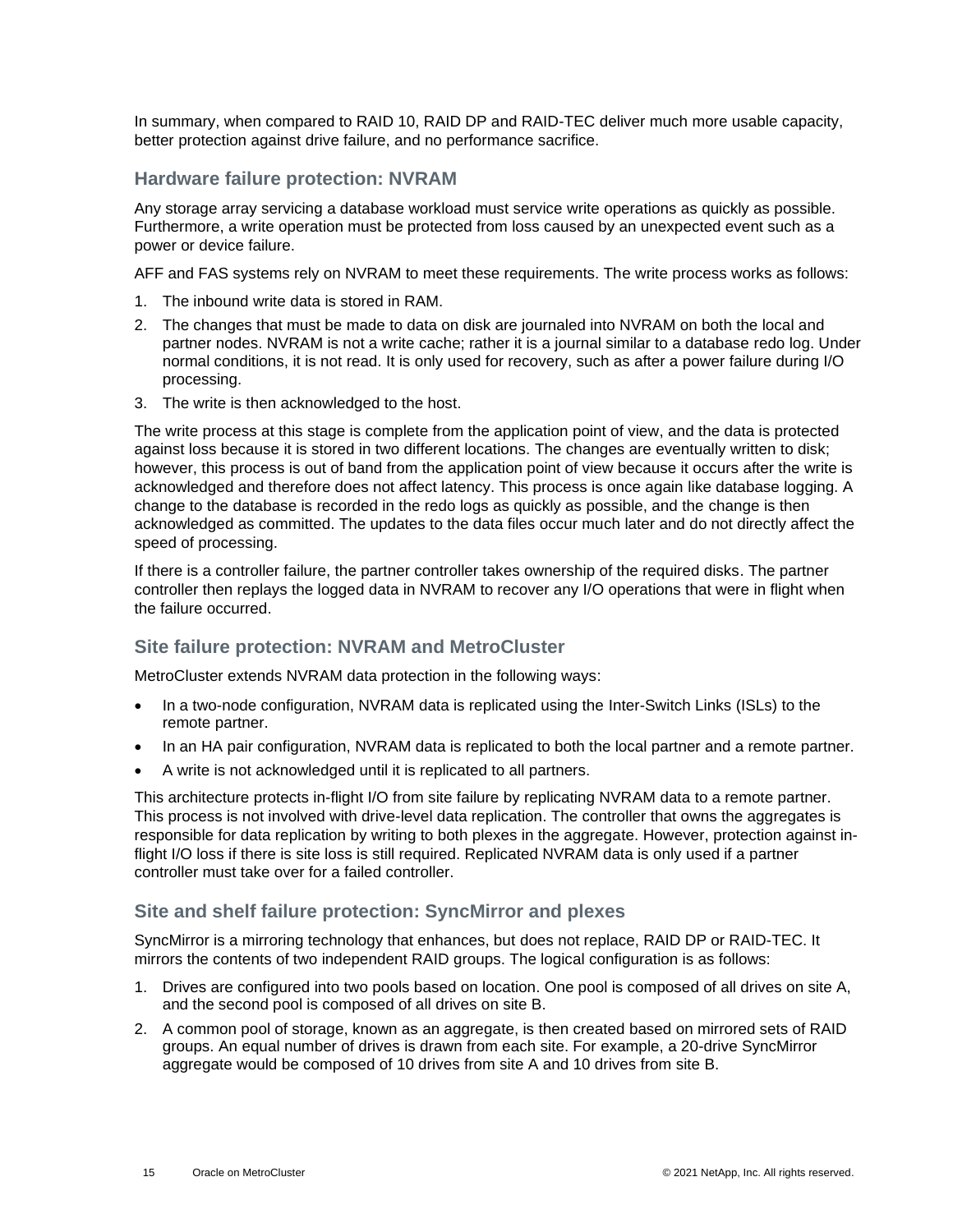In summary, when compared to RAID 10, RAID DP and RAID-TEC deliver much more usable capacity, better protection against drive failure, and no performance sacrifice.

### Hardware failure protection: NVRAM

Any storage array servicing a database workload must service write operations as quickly as possible. Furthermore, a write operation must be protected from loss caused by an unexpected event such as a power or device failure.

AFF and FAS systems rely on NVRAM to meet these requirements. The write process works as follows:

1. The inbound write data is stored in RAM.
2. The changes that must be made to data on disk are journaled into NVRAM on both the local and partner nodes. NVRAM is not a write cache; rather it is a journal similar to a database redo log. Under normal conditions, it is not read. It is only used for recovery, such as after a power failure during I/O processing.
3. The write is then acknowledged to the host.

The write process at this stage is complete from the application point of view, and the data is protected against loss because it is stored in two different locations. The changes are eventually written to disk; however, this process is out of band from the application point of view because it occurs after the write is acknowledged and therefore does not affect latency. This process is once again like database logging. A change to the database is recorded in the redo logs as quickly as possible, and the change is then acknowledged as committed. The updates to the data files occur much later and do not directly affect the speed of processing.

If there is a controller failure, the partner controller takes ownership of the required disks. The partner controller then replays the logged data in NVRAM to recover any I/O operations that were in flight when the failure occurred.

### Site failure protection: NVRAM and MetroCluster

MetroCluster extends NVRAM data protection in the following ways:

- In a two-node configuration, NVRAM data is replicated using the Inter-Switch Links (ISLs) to the remote partner.
- In an HA pair configuration, NVRAM data is replicated to both the local partner and a remote partner.
- A write is not acknowledged until it is replicated to all partners.

This architecture protects in-flight I/O from site failure by replicating NVRAM data to a remote partner. This process is not involved with drive-level data replication. The controller that owns the aggregates is responsible for data replication by writing to both plexes in the aggregate. However, protection against in-flight I/O loss if there is site loss is still required. Replicated NVRAM data is only used if a partner controller must take over for a failed controller.

### Site and shelf failure protection: SyncMirror and plexes

SyncMirror is a mirroring technology that enhances, but does not replace, RAID DP or RAID-TEC. It mirrors the contents of two independent RAID groups. The logical configuration is as follows:

1. Drives are configured into two pools based on location. One pool is composed of all drives on site A, and the second pool is composed of all drives on site B.
2. A common pool of storage, known as an aggregate, is then created based on mirrored sets of RAID groups. An equal number of drives is drawn from each site. For example, a 20-drive SyncMirror aggregate would be composed of 10 drives from site A and 10 drives from site B.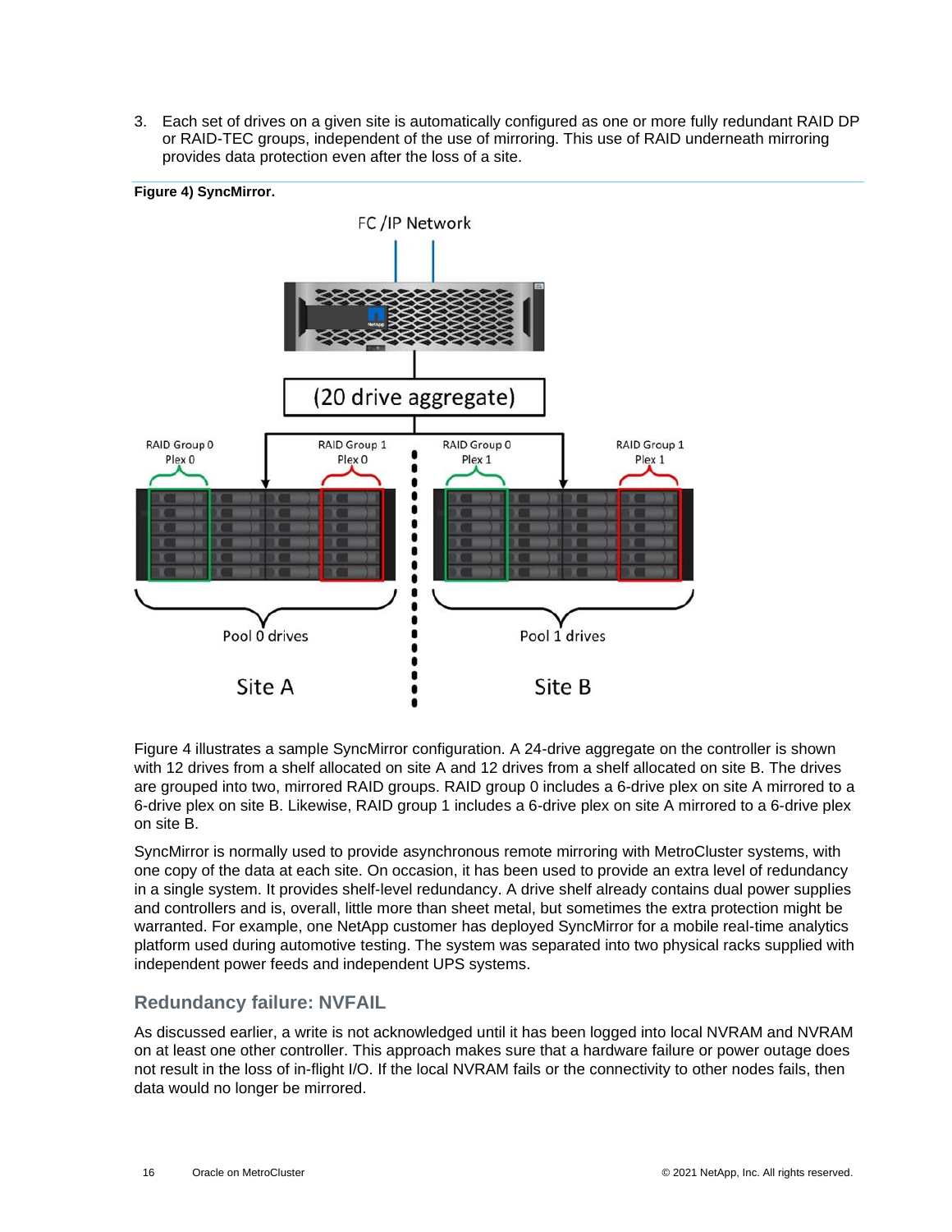3. Each set of drives on a given site is automatically configured as one or more fully redundant RAID DP or RAID-TEC groups, independent of the use of mirroring. This use of RAID underneath mirroring provides data protection even after the loss of a site.

**Figure 4) SyncMirror.**

Figure 4 illustrates a sample SyncMirror configuration. A 24-drive aggregate on the controller is shown with 12 drives from a shelf allocated on site A and 12 drives from a shelf allocated on site B. The drives are grouped into two, mirrored RAID groups. RAID group 0 includes a 6-drive plex on site A mirrored to a 6-drive plex on site B. Likewise, RAID group 1 includes a 6-drive plex on site A mirrored to a 6-drive plex on site B.

SyncMirror is normally used to provide asynchronous remote mirroring with MetroCluster systems, with one copy of the data at each site. On occasion, it has been used to provide an extra level of redundancy in a single system. It provides shelf-level redundancy. A drive shelf already contains dual power supplies and controllers and is, overall, little more than sheet metal, but sometimes the extra protection might be warranted. For example, one NetApp customer has deployed SyncMirror for a mobile real-time analytics platform used during automotive testing. The system was separated into two physical racks supplied with independent power feeds and independent UPS systems.

### Redundancy failure: NVFAIL

As discussed earlier, a write is not acknowledged until it has been logged into local NVRAM and NVRAM on at least one other controller. This approach makes sure that a hardware failure or power outage does not result in the loss of in-flight I/O. If the local NVRAM fails or the connectivity to other nodes fails, then data would no longer be mirrored.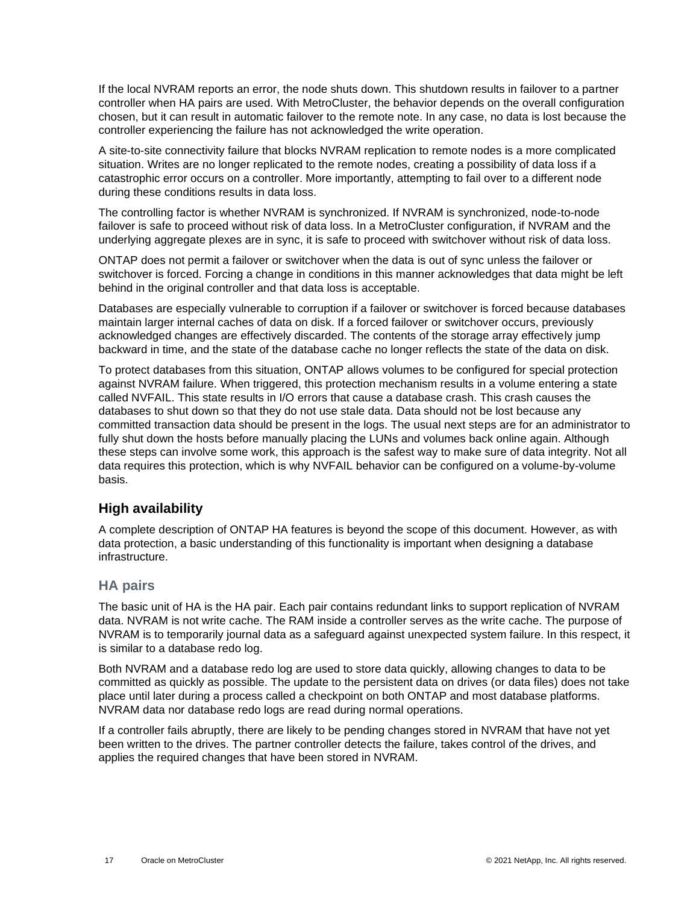If the local NVRAM reports an error, the node shuts down. This shutdown results in failover to a partner controller when HA pairs are used. With MetroCluster, the behavior depends on the overall configuration chosen, but it can result in automatic failover to the remote note. In any case, no data is lost because the controller experiencing the failure has not acknowledged the write operation.

A site-to-site connectivity failure that blocks NVRAM replication to remote nodes is a more complicated situation. Writes are no longer replicated to the remote nodes, creating a possibility of data loss if a catastrophic error occurs on a controller. More importantly, attempting to fail over to a different node during these conditions results in data loss.

The controlling factor is whether NVRAM is synchronized. If NVRAM is synchronized, node-to-node failover is safe to proceed without risk of data loss. In a MetroCluster configuration, if NVRAM and the underlying aggregate plexes are in sync, it is safe to proceed with switchover without risk of data loss.

ONTAP does not permit a failover or switchover when the data is out of sync unless the failover or switchover is forced. Forcing a change in conditions in this manner acknowledges that data might be left behind in the original controller and that data loss is acceptable.

Databases are especially vulnerable to corruption if a failover or switchover is forced because databases maintain larger internal caches of data on disk. If a forced failover or switchover occurs, previously acknowledged changes are effectively discarded. The contents of the storage array effectively jump backward in time, and the state of the database cache no longer reflects the state of the data on disk.

To protect databases from this situation, ONTAP allows volumes to be configured for special protection against NVRAM failure. When triggered, this protection mechanism results in a volume entering a state called NVFAIL. This state results in I/O errors that cause a database crash. This crash causes the databases to shut down so that they do not use stale data. Data should not be lost because any committed transaction data should be present in the logs. The usual next steps are for an administrator to fully shut down the hosts before manually placing the LUNs and volumes back online again. Although these steps can involve some work, this approach is the safest way to make sure of data integrity. Not all data requires this protection, which is why NVFAIL behavior can be configured on a volume-by-volume basis.

## High availability

A complete description of ONTAP HA features is beyond the scope of this document. However, as with data protection, a basic understanding of this functionality is important when designing a database infrastructure.

### HA pairs

The basic unit of HA is the HA pair. Each pair contains redundant links to support replication of NVRAM data. NVRAM is not write cache. The RAM inside a controller serves as the write cache. The purpose of NVRAM is to temporarily journal data as a safeguard against unexpected system failure. In this respect, it is similar to a database redo log.

Both NVRAM and a database redo log are used to store data quickly, allowing changes to data to be committed as quickly as possible. The update to the persistent data on drives (or data files) does not take place until later during a process called a checkpoint on both ONTAP and most database platforms. NVRAM data nor database redo logs are read during normal operations.

If a controller fails abruptly, there are likely to be pending changes stored in NVRAM that have not yet been written to the drives. The partner controller detects the failure, takes control of the drives, and applies the required changes that have been stored in NVRAM.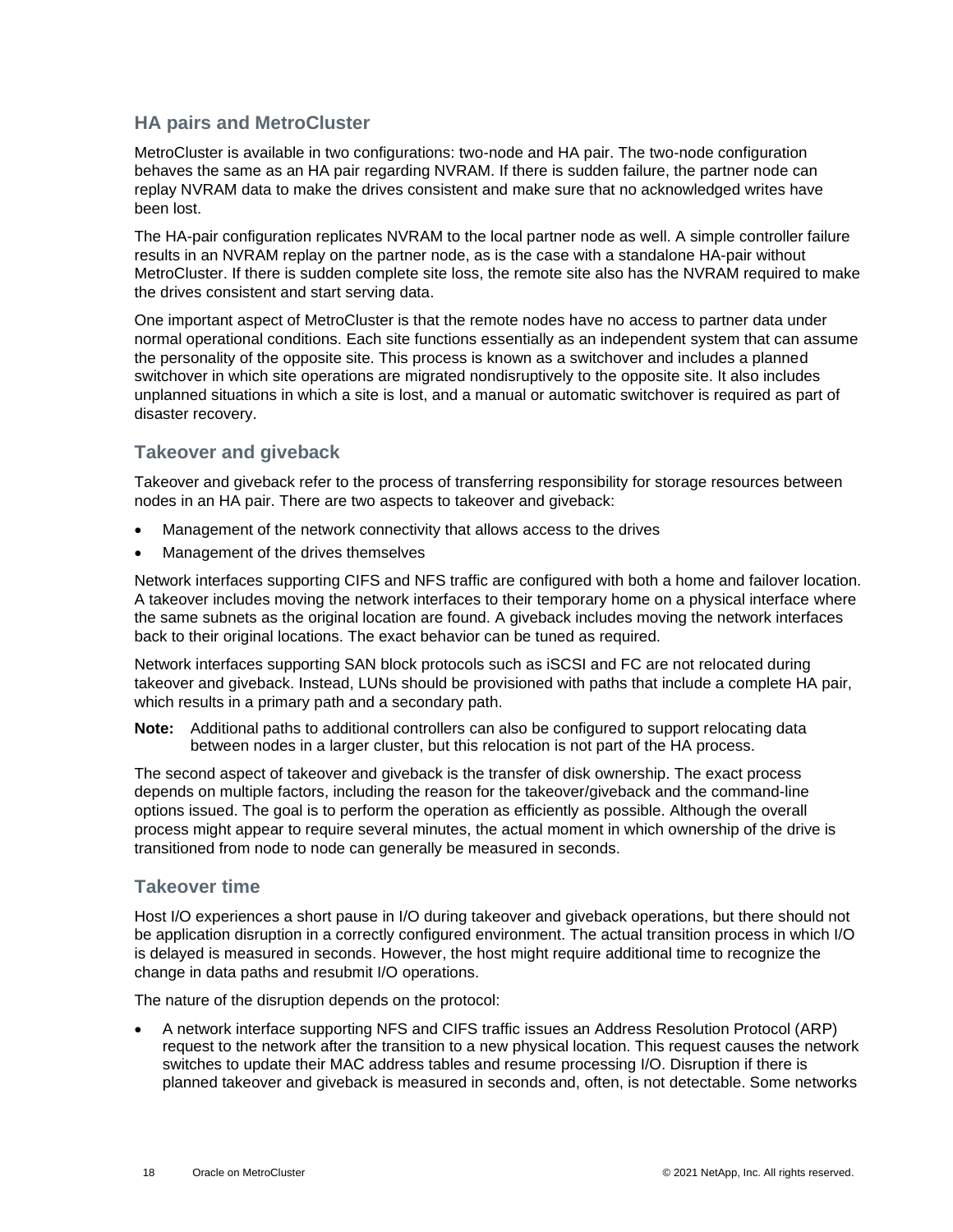## HA pairs and MetroCluster

MetroCluster is available in two configurations: two-node and HA pair. The two-node configuration behaves the same as an HA pair regarding NVRAM. If there is sudden failure, the partner node can replay NVRAM data to make the drives consistent and make sure that no acknowledged writes have been lost.

The HA-pair configuration replicates NVRAM to the local partner node as well. A simple controller failure results in an NVRAM replay on the partner node, as is the case with a standalone HA-pair without MetroCluster. If there is sudden complete site loss, the remote site also has the NVRAM required to make the drives consistent and start serving data.

One important aspect of MetroCluster is that the remote nodes have no access to partner data under normal operational conditions. Each site functions essentially as an independent system that can assume the personality of the opposite site. This process is known as a switchover and includes a planned switchover in which site operations are migrated nondisruptively to the opposite site. It also includes unplanned situations in which a site is lost, and a manual or automatic switchover is required as part of disaster recovery.

## Takeover and giveback

Takeover and giveback refer to the process of transferring responsibility for storage resources between nodes in an HA pair. There are two aspects to takeover and giveback:

- Management of the network connectivity that allows access to the drives
- Management of the drives themselves

Network interfaces supporting CIFS and NFS traffic are configured with both a home and failover location. A takeover includes moving the network interfaces to their temporary home on a physical interface where the same subnets as the original location are found. A giveback includes moving the network interfaces back to their original locations. The exact behavior can be tuned as required.

Network interfaces supporting SAN block protocols such as iSCSI and FC are not relocated during takeover and giveback. Instead, LUNs should be provisioned with paths that include a complete HA pair, which results in a primary path and a secondary path.

**Note:** Additional paths to additional controllers can also be configured to support relocating data between nodes in a larger cluster, but this relocation is not part of the HA process.

The second aspect of takeover and giveback is the transfer of disk ownership. The exact process depends on multiple factors, including the reason for the takeover/giveback and the command-line options issued. The goal is to perform the operation as efficiently as possible. Although the overall process might appear to require several minutes, the actual moment in which ownership of the drive is transitioned from node to node can generally be measured in seconds.

## Takeover time

Host I/O experiences a short pause in I/O during takeover and giveback operations, but there should not be application disruption in a correctly configured environment. The actual transition process in which I/O is delayed is measured in seconds. However, the host might require additional time to recognize the change in data paths and resubmit I/O operations.

The nature of the disruption depends on the protocol:

- A network interface supporting NFS and CIFS traffic issues an Address Resolution Protocol (ARP) request to the network after the transition to a new physical location. This request causes the network switches to update their MAC address tables and resume processing I/O. Disruption if there is planned takeover and giveback is measured in seconds and, often, is not detectable. Some networks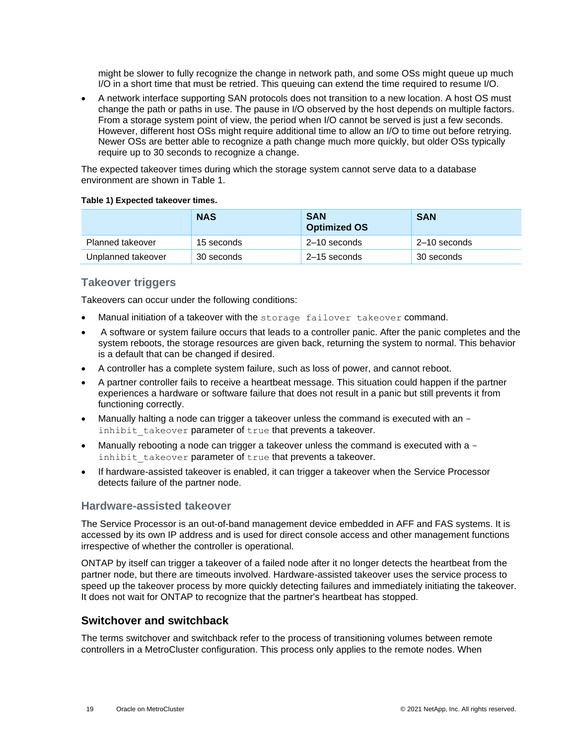might be slower to fully recognize the change in network path, and some OSs might queue up much I/O in a short time that must be retried. This queuing can extend the time required to resume I/O.

- A network interface supporting SAN protocols does not transition to a new location. A host OS must change the path or paths in use. The pause in I/O observed by the host depends on multiple factors. From a storage system point of view, the period when I/O cannot be served is just a few seconds. However, different host OSs might require additional time to allow an I/O to time out before retrying. Newer OSs are better able to recognize a path change much more quickly, but older OSs typically require up to 30 seconds to recognize a change.

The expected takeover times during which the storage system cannot serve data to a database environment are shown in Table 1.

**Table 1) Expected takeover times.**

| | NAS | SAN Optimized OS | SAN |
|---|---|---|---|
| Planned takeover | 15 seconds | 2–10 seconds | 2–10 seconds |
| Unplanned takeover | 30 seconds | 2–15 seconds | 30 seconds |

### Takeover triggers

Takeovers can occur under the following conditions:

- Manual initiation of a takeover with the `storage failover takeover` command.
- A software or system failure occurs that leads to a controller panic. After the panic completes and the system reboots, the storage resources are given back, returning the system to normal. This behavior is a default that can be changed if desired.
- A controller has a complete system failure, such as loss of power, and cannot reboot.
- A partner controller fails to receive a heartbeat message. This situation could happen if the partner experiences a hardware or software failure that does not result in a panic but still prevents it from functioning correctly.
- Manually halting a node can trigger a takeover unless the command is executed with an `-inhibit_takeover` parameter of `true` that prevents a takeover.
- Manually rebooting a node can trigger a takeover unless the command is executed with a `-inhibit_takeover` parameter of `true` that prevents a takeover.
- If hardware-assisted takeover is enabled, it can trigger a takeover when the Service Processor detects failure of the partner node.

### Hardware-assisted takeover

The Service Processor is an out-of-band management device embedded in AFF and FAS systems. It is accessed by its own IP address and is used for direct console access and other management functions irrespective of whether the controller is operational.

ONTAP by itself can trigger a takeover of a failed node after it no longer detects the heartbeat from the partner node, but there are timeouts involved. Hardware-assisted takeover uses the service process to speed up the takeover process by more quickly detecting failures and immediately initiating the takeover. It does not wait for ONTAP to recognize that the partner's heartbeat has stopped.

## Switchover and switchback

The terms switchover and switchback refer to the process of transitioning volumes between remote controllers in a MetroCluster configuration. This process only applies to the remote nodes. When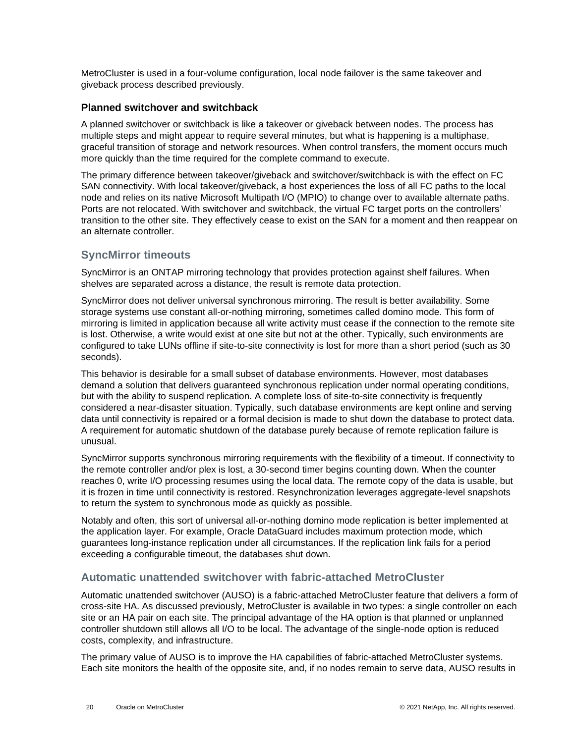MetroCluster is used in a four-volume configuration, local node failover is the same takeover and giveback process described previously.

### Planned switchover and switchback

A planned switchover or switchback is like a takeover or giveback between nodes. The process has multiple steps and might appear to require several minutes, but what is happening is a multiphase, graceful transition of storage and network resources. When control transfers, the moment occurs much more quickly than the time required for the complete command to execute.

The primary difference between takeover/giveback and switchover/switchback is with the effect on FC SAN connectivity. With local takeover/giveback, a host experiences the loss of all FC paths to the local node and relies on its native Microsoft Multipath I/O (MPIO) to change over to available alternate paths. Ports are not relocated. With switchover and switchback, the virtual FC target ports on the controllers' transition to the other site. They effectively cease to exist on the SAN for a moment and then reappear on an alternate controller.

## SyncMirror timeouts

SyncMirror is an ONTAP mirroring technology that provides protection against shelf failures. When shelves are separated across a distance, the result is remote data protection.

SyncMirror does not deliver universal synchronous mirroring. The result is better availability. Some storage systems use constant all-or-nothing mirroring, sometimes called domino mode. This form of mirroring is limited in application because all write activity must cease if the connection to the remote site is lost. Otherwise, a write would exist at one site but not at the other. Typically, such environments are configured to take LUNs offline if site-to-site connectivity is lost for more than a short period (such as 30 seconds).

This behavior is desirable for a small subset of database environments. However, most databases demand a solution that delivers guaranteed synchronous replication under normal operating conditions, but with the ability to suspend replication. A complete loss of site-to-site connectivity is frequently considered a near-disaster situation. Typically, such database environments are kept online and serving data until connectivity is repaired or a formal decision is made to shut down the database to protect data. A requirement for automatic shutdown of the database purely because of remote replication failure is unusual.

SyncMirror supports synchronous mirroring requirements with the flexibility of a timeout. If connectivity to the remote controller and/or plex is lost, a 30-second timer begins counting down. When the counter reaches 0, write I/O processing resumes using the local data. The remote copy of the data is usable, but it is frozen in time until connectivity is restored. Resynchronization leverages aggregate-level snapshots to return the system to synchronous mode as quickly as possible.

Notably and often, this sort of universal all-or-nothing domino mode replication is better implemented at the application layer. For example, Oracle DataGuard includes maximum protection mode, which guarantees long-instance replication under all circumstances. If the replication link fails for a period exceeding a configurable timeout, the databases shut down.

## Automatic unattended switchover with fabric-attached MetroCluster

Automatic unattended switchover (AUSO) is a fabric-attached MetroCluster feature that delivers a form of cross-site HA. As discussed previously, MetroCluster is available in two types: a single controller on each site or an HA pair on each site. The principal advantage of the HA option is that planned or unplanned controller shutdown still allows all I/O to be local. The advantage of the single-node option is reduced costs, complexity, and infrastructure.

The primary value of AUSO is to improve the HA capabilities of fabric-attached MetroCluster systems. Each site monitors the health of the opposite site, and, if no nodes remain to serve data, AUSO results in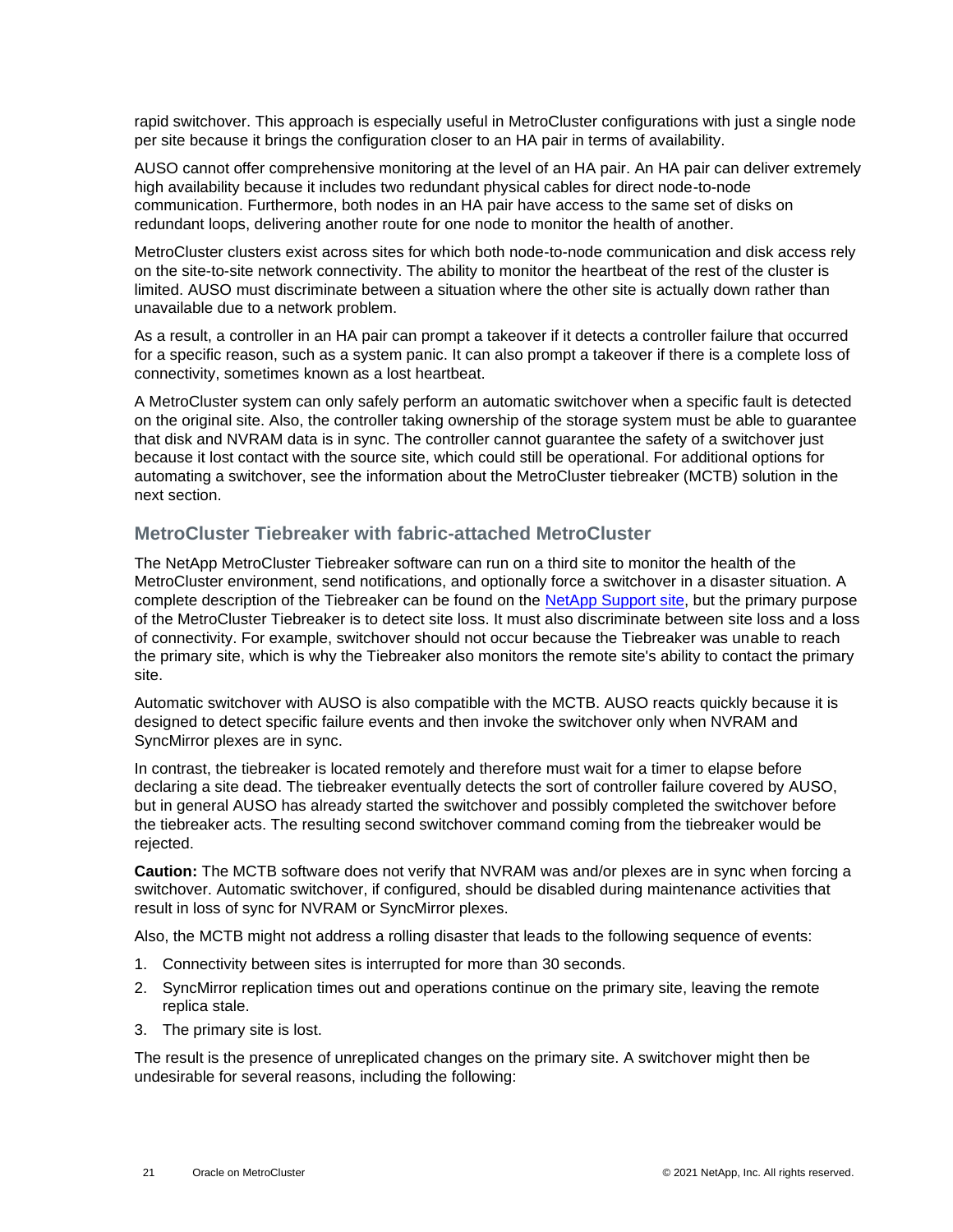rapid switchover. This approach is especially useful in MetroCluster configurations with just a single node per site because it brings the configuration closer to an HA pair in terms of availability.

AUSO cannot offer comprehensive monitoring at the level of an HA pair. An HA pair can deliver extremely high availability because it includes two redundant physical cables for direct node-to-node communication. Furthermore, both nodes in an HA pair have access to the same set of disks on redundant loops, delivering another route for one node to monitor the health of another.

MetroCluster clusters exist across sites for which both node-to-node communication and disk access rely on the site-to-site network connectivity. The ability to monitor the heartbeat of the rest of the cluster is limited. AUSO must discriminate between a situation where the other site is actually down rather than unavailable due to a network problem.

As a result, a controller in an HA pair can prompt a takeover if it detects a controller failure that occurred for a specific reason, such as a system panic. It can also prompt a takeover if there is a complete loss of connectivity, sometimes known as a lost heartbeat.

A MetroCluster system can only safely perform an automatic switchover when a specific fault is detected on the original site. Also, the controller taking ownership of the storage system must be able to guarantee that disk and NVRAM data is in sync. The controller cannot guarantee the safety of a switchover just because it lost contact with the source site, which could still be operational. For additional options for automating a switchover, see the information about the MetroCluster tiebreaker (MCTB) solution in the next section.

## MetroCluster Tiebreaker with fabric-attached MetroCluster

The NetApp MetroCluster Tiebreaker software can run on a third site to monitor the health of the MetroCluster environment, send notifications, and optionally force a switchover in a disaster situation. A complete description of the Tiebreaker can be found on the [NetApp Support site](), but the primary purpose of the MetroCluster Tiebreaker is to detect site loss. It must also discriminate between site loss and a loss of connectivity. For example, switchover should not occur because the Tiebreaker was unable to reach the primary site, which is why the Tiebreaker also monitors the remote site's ability to contact the primary site.

Automatic switchover with AUSO is also compatible with the MCTB. AUSO reacts quickly because it is designed to detect specific failure events and then invoke the switchover only when NVRAM and SyncMirror plexes are in sync.

In contrast, the tiebreaker is located remotely and therefore must wait for a timer to elapse before declaring a site dead. The tiebreaker eventually detects the sort of controller failure covered by AUSO, but in general AUSO has already started the switchover and possibly completed the switchover before the tiebreaker acts. The resulting second switchover command coming from the tiebreaker would be rejected.

**Caution:** The MCTB software does not verify that NVRAM was and/or plexes are in sync when forcing a switchover. Automatic switchover, if configured, should be disabled during maintenance activities that result in loss of sync for NVRAM or SyncMirror plexes.

Also, the MCTB might not address a rolling disaster that leads to the following sequence of events:

1. Connectivity between sites is interrupted for more than 30 seconds.
2. SyncMirror replication times out and operations continue on the primary site, leaving the remote replica stale.
3. The primary site is lost.

The result is the presence of unreplicated changes on the primary site. A switchover might then be undesirable for several reasons, including the following: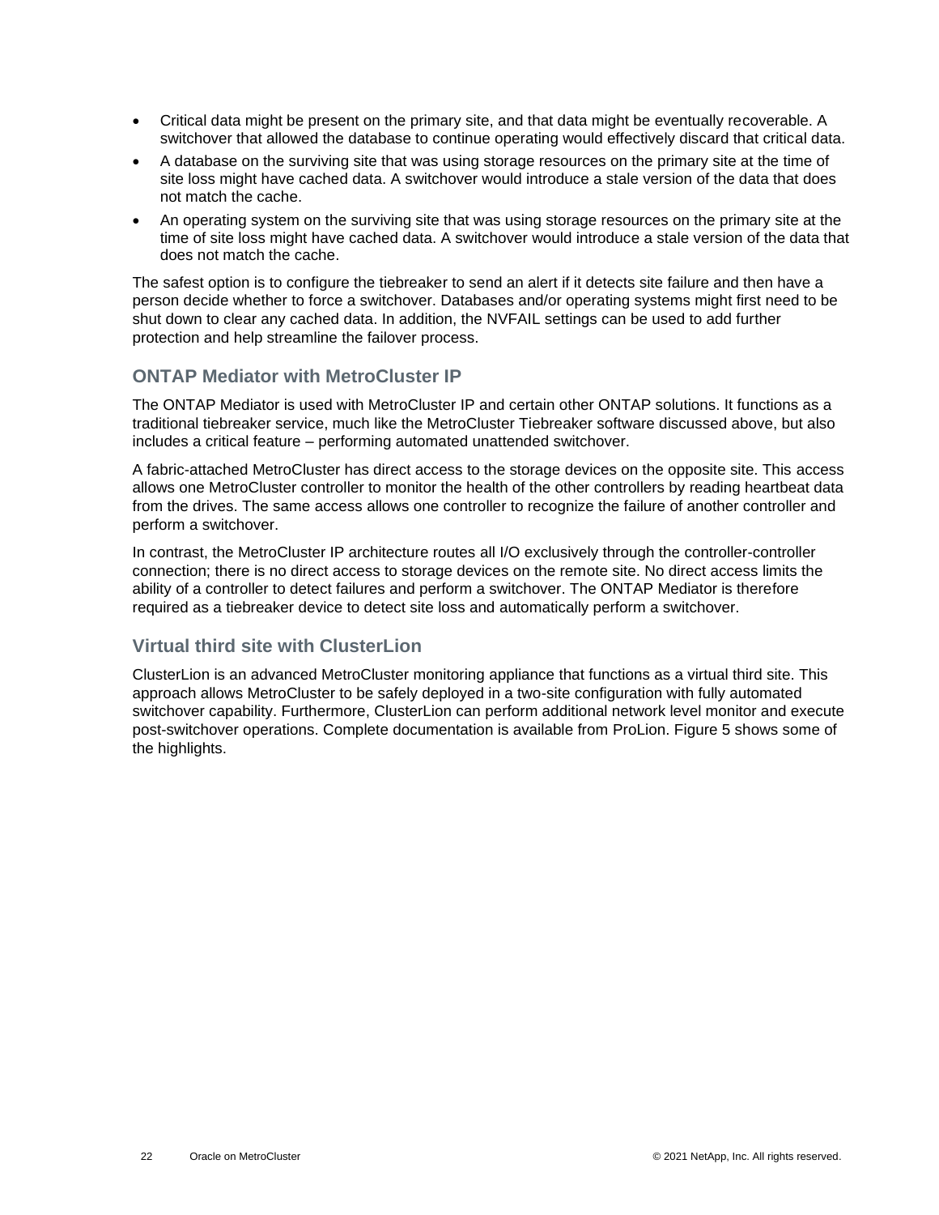- Critical data might be present on the primary site, and that data might be eventually recoverable. A switchover that allowed the database to continue operating would effectively discard that critical data.
- A database on the surviving site that was using storage resources on the primary site at the time of site loss might have cached data. A switchover would introduce a stale version of the data that does not match the cache.
- An operating system on the surviving site that was using storage resources on the primary site at the time of site loss might have cached data. A switchover would introduce a stale version of the data that does not match the cache.

The safest option is to configure the tiebreaker to send an alert if it detects site failure and then have a person decide whether to force a switchover. Databases and/or operating systems might first need to be shut down to clear any cached data. In addition, the NVFAIL settings can be used to add further protection and help streamline the failover process.

## ONTAP Mediator with MetroCluster IP

The ONTAP Mediator is used with MetroCluster IP and certain other ONTAP solutions. It functions as a traditional tiebreaker service, much like the MetroCluster Tiebreaker software discussed above, but also includes a critical feature – performing automated unattended switchover.

A fabric-attached MetroCluster has direct access to the storage devices on the opposite site. This access allows one MetroCluster controller to monitor the health of the other controllers by reading heartbeat data from the drives. The same access allows one controller to recognize the failure of another controller and perform a switchover.

In contrast, the MetroCluster IP architecture routes all I/O exclusively through the controller-controller connection; there is no direct access to storage devices on the remote site. No direct access limits the ability of a controller to detect failures and perform a switchover. The ONTAP Mediator is therefore required as a tiebreaker device to detect site loss and automatically perform a switchover.

## Virtual third site with ClusterLion

ClusterLion is an advanced MetroCluster monitoring appliance that functions as a virtual third site. This approach allows MetroCluster to be safely deployed in a two-site configuration with fully automated switchover capability. Furthermore, ClusterLion can perform additional network level monitor and execute post-switchover operations. Complete documentation is available from ProLion. Figure 5 shows some of the highlights.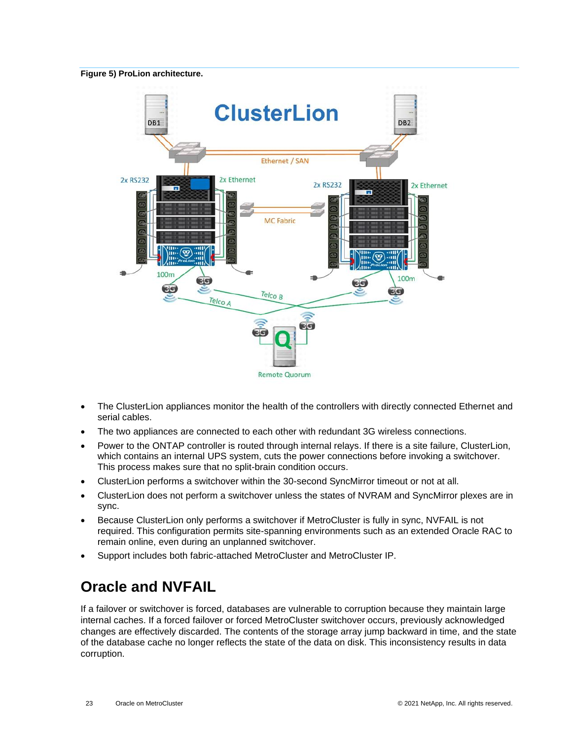**Figure 5) ProLion architecture.**

- The ClusterLion appliances monitor the health of the controllers with directly connected Ethernet and serial cables.
- The two appliances are connected to each other with redundant 3G wireless connections.
- Power to the ONTAP controller is routed through internal relays. If there is a site failure, ClusterLion, which contains an internal UPS system, cuts the power connections before invoking a switchover. This process makes sure that no split-brain condition occurs.
- ClusterLion performs a switchover within the 30-second SyncMirror timeout or not at all.
- ClusterLion does not perform a switchover unless the states of NVRAM and SyncMirror plexes are in sync.
- Because ClusterLion only performs a switchover if MetroCluster is fully in sync, NVFAIL is not required. This configuration permits site-spanning environments such as an extended Oracle RAC to remain online, even during an unplanned switchover.
- Support includes both fabric-attached MetroCluster and MetroCluster IP.

## Oracle and NVFAIL

If a failover or switchover is forced, databases are vulnerable to corruption because they maintain large internal caches. If a forced failover or forced MetroCluster switchover occurs, previously acknowledged changes are effectively discarded. The contents of the storage array jump backward in time, and the state of the database cache no longer reflects the state of the data on disk. This inconsistency results in data corruption.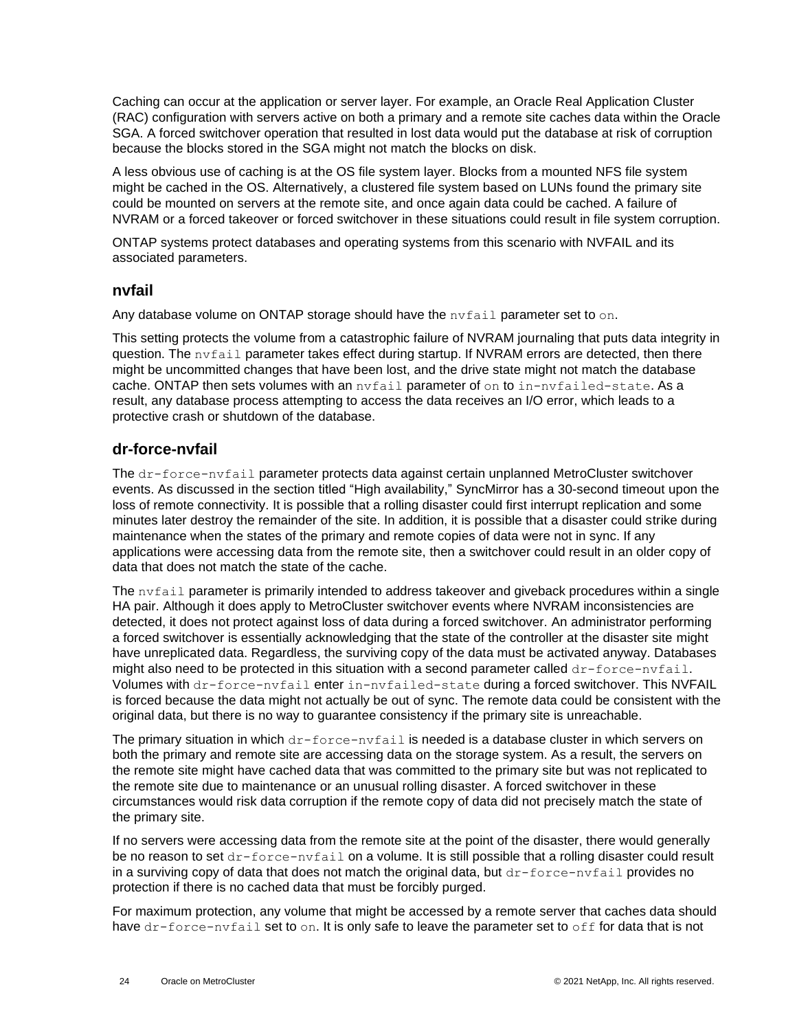Caching can occur at the application or server layer. For example, an Oracle Real Application Cluster (RAC) configuration with servers active on both a primary and a remote site caches data within the Oracle SGA. A forced switchover operation that resulted in lost data would put the database at risk of corruption because the blocks stored in the SGA might not match the blocks on disk.

A less obvious use of caching is at the OS file system layer. Blocks from a mounted NFS file system might be cached in the OS. Alternatively, a clustered file system based on LUNs found the primary site could be mounted on servers at the remote site, and once again data could be cached. A failure of NVRAM or a forced takeover or forced switchover in these situations could result in file system corruption.

ONTAP systems protect databases and operating systems from this scenario with NVFAIL and its associated parameters.

### nvfail

Any database volume on ONTAP storage should have the `nvfail` parameter set to `on`.

This setting protects the volume from a catastrophic failure of NVRAM journaling that puts data integrity in question. The `nvfail` parameter takes effect during startup. If NVRAM errors are detected, then there might be uncommitted changes that have been lost, and the drive state might not match the database cache. ONTAP then sets volumes with an `nvfail` parameter of `on` to `in-nvfailed-state`. As a result, any database process attempting to access the data receives an I/O error, which leads to a protective crash or shutdown of the database.

### dr-force-nvfail

The `dr-force-nvfail` parameter protects data against certain unplanned MetroCluster switchover events. As discussed in the section titled “High availability,” SyncMirror has a 30-second timeout upon the loss of remote connectivity. It is possible that a rolling disaster could first interrupt replication and some minutes later destroy the remainder of the site. In addition, it is possible that a disaster could strike during maintenance when the states of the primary and remote copies of data were not in sync. If any applications were accessing data from the remote site, then a switchover could result in an older copy of data that does not match the state of the cache.

The `nvfail` parameter is primarily intended to address takeover and giveback procedures within a single HA pair. Although it does apply to MetroCluster switchover events where NVRAM inconsistencies are detected, it does not protect against loss of data during a forced switchover. An administrator performing a forced switchover is essentially acknowledging that the state of the controller at the disaster site might have unreplicated data. Regardless, the surviving copy of the data must be activated anyway. Databases might also need to be protected in this situation with a second parameter called `dr-force-nvfail`. Volumes with `dr-force-nvfail` enter `in-nvfailed-state` during a forced switchover. This NVFAIL is forced because the data might not actually be out of sync. The remote data could be consistent with the original data, but there is no way to guarantee consistency if the primary site is unreachable.

The primary situation in which `dr-force-nvfail` is needed is a database cluster in which servers on both the primary and remote site are accessing data on the storage system. As a result, the servers on the remote site might have cached data that was committed to the primary site but was not replicated to the remote site due to maintenance or an unusual rolling disaster. A forced switchover in these circumstances would risk data corruption if the remote copy of data did not precisely match the state of the primary site.

If no servers were accessing data from the remote site at the point of the disaster, there would generally be no reason to set `dr-force-nvfail` on a volume. It is still possible that a rolling disaster could result in a surviving copy of data that does not match the original data, but `dr-force-nvfail` provides no protection if there is no cached data that must be forcibly purged.

For maximum protection, any volume that might be accessed by a remote server that caches data should have `dr-force-nvfail` set to `on`. It is only safe to leave the parameter set to `off` for data that is not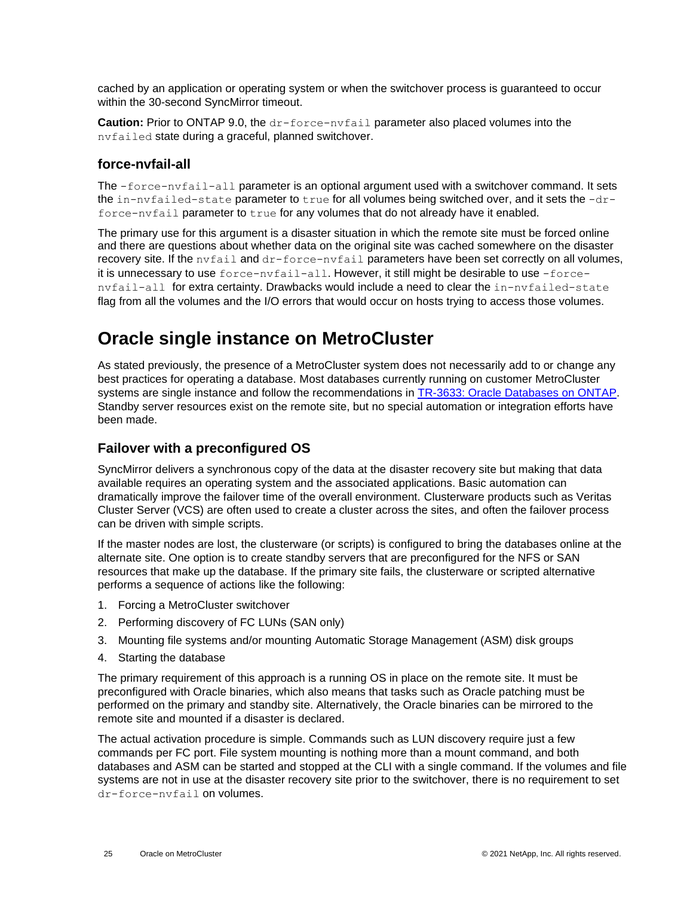cached by an application or operating system or when the switchover process is guaranteed to occur within the 30-second SyncMirror timeout.

**Caution:** Prior to ONTAP 9.0, the `dr-force-nvfail` parameter also placed volumes into the `nvfailed` state during a graceful, planned switchover.

### force-nvfail-all

The `-force-nvfail-all` parameter is an optional argument used with a switchover command. It sets the `in-nvfailed-state` parameter to `true` for all volumes being switched over, and it sets the `-dr-force-nvfail` parameter to `true` for any volumes that do not already have it enabled.

The primary use for this argument is a disaster situation in which the remote site must be forced online and there are questions about whether data on the original site was cached somewhere on the disaster recovery site. If the `nvfail` and `dr-force-nvfail` parameters have been set correctly on all volumes, it is unnecessary to use `force-nvfail-all`. However, it still might be desirable to use `-force-nvfail-all` for extra certainty. Drawbacks would include a need to clear the `in-nvfailed-state` flag from all the volumes and the I/O errors that would occur on hosts trying to access those volumes.

## Oracle single instance on MetroCluster

As stated previously, the presence of a MetroCluster system does not necessarily add to or change any best practices for operating a database. Most databases currently running on customer MetroCluster systems are single instance and follow the recommendations in [TR-3633: Oracle Databases on ONTAP](). Standby server resources exist on the remote site, but no special automation or integration efforts have been made.

### Failover with a preconfigured OS

SyncMirror delivers a synchronous copy of the data at the disaster recovery site but making that data available requires an operating system and the associated applications. Basic automation can dramatically improve the failover time of the overall environment. Clusterware products such as Veritas Cluster Server (VCS) are often used to create a cluster across the sites, and often the failover process can be driven with simple scripts.

If the master nodes are lost, the clusterware (or scripts) is configured to bring the databases online at the alternate site. One option is to create standby servers that are preconfigured for the NFS or SAN resources that make up the database. If the primary site fails, the clusterware or scripted alternative performs a sequence of actions like the following:

1. Forcing a MetroCluster switchover
2. Performing discovery of FC LUNs (SAN only)
3. Mounting file systems and/or mounting Automatic Storage Management (ASM) disk groups
4. Starting the database

The primary requirement of this approach is a running OS in place on the remote site. It must be preconfigured with Oracle binaries, which also means that tasks such as Oracle patching must be performed on the primary and standby site. Alternatively, the Oracle binaries can be mirrored to the remote site and mounted if a disaster is declared.

The actual activation procedure is simple. Commands such as LUN discovery require just a few commands per FC port. File system mounting is nothing more than a mount command, and both databases and ASM can be started and stopped at the CLI with a single command. If the volumes and file systems are not in use at the disaster recovery site prior to the switchover, there is no requirement to set `dr-force-nvfail` on volumes.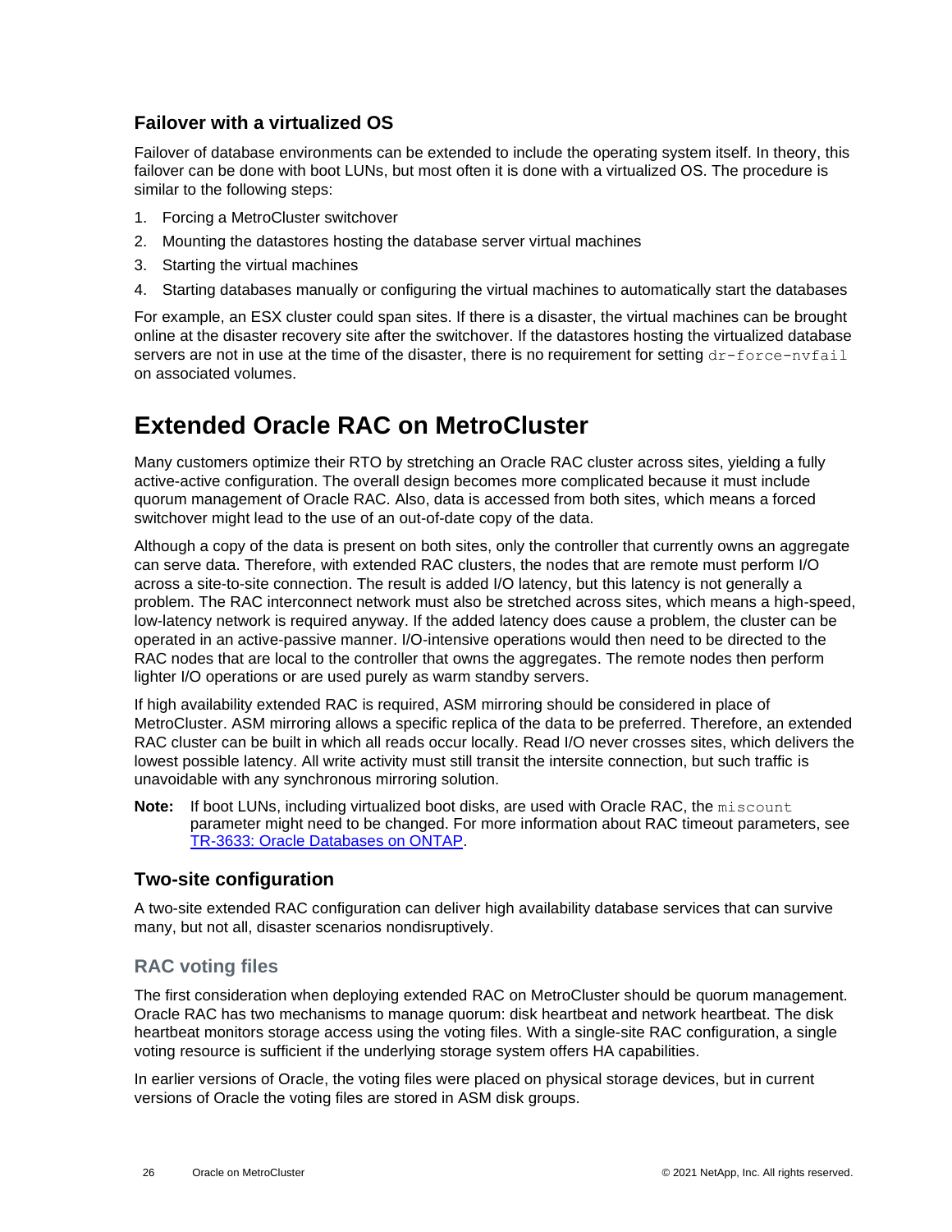### Failover with a virtualized OS

Failover of database environments can be extended to include the operating system itself. In theory, this failover can be done with boot LUNs, but most often it is done with a virtualized OS. The procedure is similar to the following steps:

1. Forcing a MetroCluster switchover
2. Mounting the datastores hosting the database server virtual machines
3. Starting the virtual machines
4. Starting databases manually or configuring the virtual machines to automatically start the databases

For example, an ESX cluster could span sites. If there is a disaster, the virtual machines can be brought online at the disaster recovery site after the switchover. If the datastores hosting the virtualized database servers are not in use at the time of the disaster, there is no requirement for setting `dr-force-nvfail` on associated volumes.

## Extended Oracle RAC on MetroCluster

Many customers optimize their RTO by stretching an Oracle RAC cluster across sites, yielding a fully active-active configuration. The overall design becomes more complicated because it must include quorum management of Oracle RAC. Also, data is accessed from both sites, which means a forced switchover might lead to the use of an out-of-date copy of the data.

Although a copy of the data is present on both sites, only the controller that currently owns an aggregate can serve data. Therefore, with extended RAC clusters, the nodes that are remote must perform I/O across a site-to-site connection. The result is added I/O latency, but this latency is not generally a problem. The RAC interconnect network must also be stretched across sites, which means a high-speed, low-latency network is required anyway. If the added latency does cause a problem, the cluster can be operated in an active-passive manner. I/O-intensive operations would then need to be directed to the RAC nodes that are local to the controller that owns the aggregates. The remote nodes then perform lighter I/O operations or are used purely as warm standby servers.

If high availability extended RAC is required, ASM mirroring should be considered in place of MetroCluster. ASM mirroring allows a specific replica of the data to be preferred. Therefore, an extended RAC cluster can be built in which all reads occur locally. Read I/O never crosses sites, which delivers the lowest possible latency. All write activity must still transit the intersite connection, but such traffic is unavoidable with any synchronous mirroring solution.

**Note:** If boot LUNs, including virtualized boot disks, are used with Oracle RAC, the `miscount` parameter might need to be changed. For more information about RAC timeout parameters, see [TR-3633: Oracle Databases on ONTAP](TR-3633: Oracle Databases on ONTAP).

### Two-site configuration

A two-site extended RAC configuration can deliver high availability database services that can survive many, but not all, disaster scenarios nondisruptively.

#### RAC voting files

The first consideration when deploying extended RAC on MetroCluster should be quorum management. Oracle RAC has two mechanisms to manage quorum: disk heartbeat and network heartbeat. The disk heartbeat monitors storage access using the voting files. With a single-site RAC configuration, a single voting resource is sufficient if the underlying storage system offers HA capabilities.

In earlier versions of Oracle, the voting files were placed on physical storage devices, but in current versions of Oracle the voting files are stored in ASM disk groups.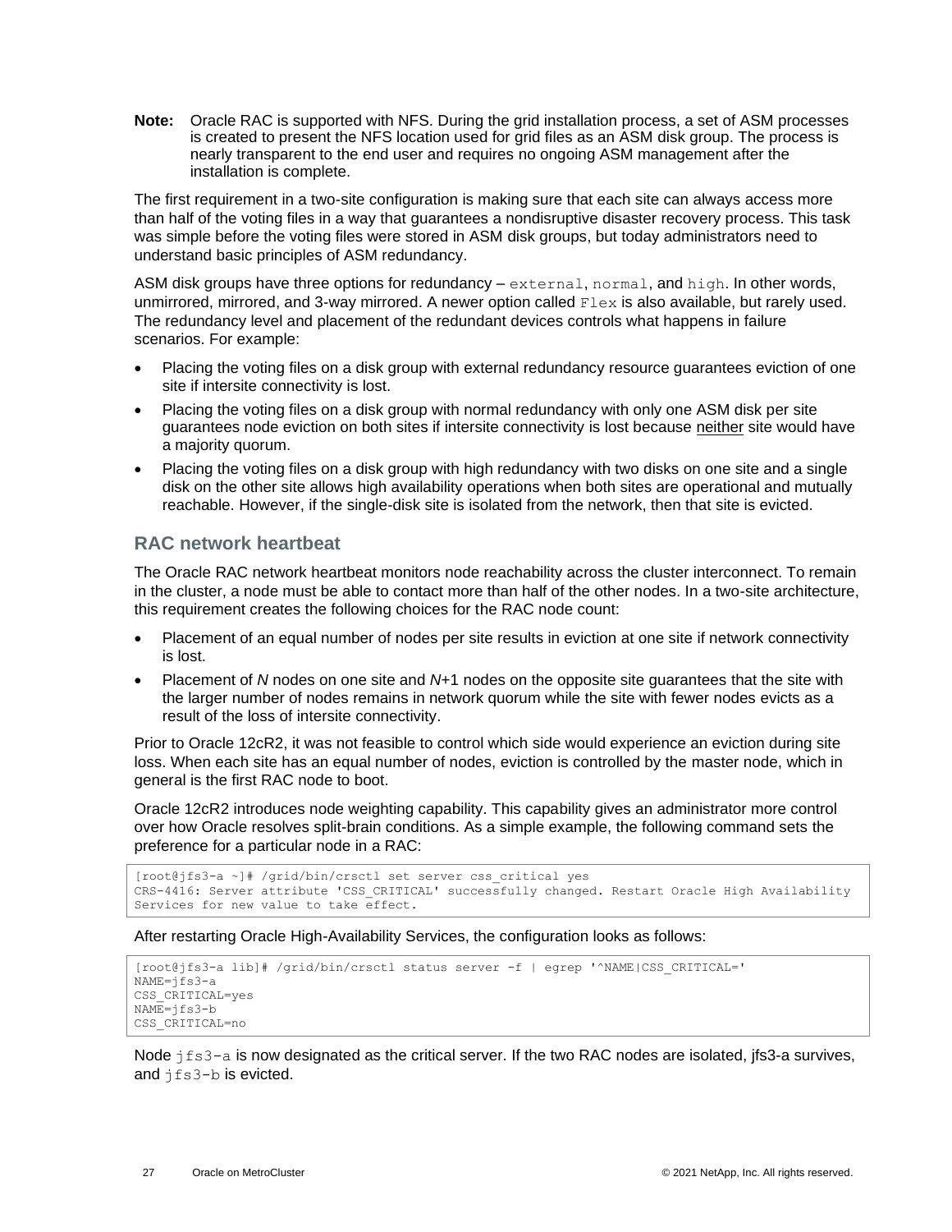**Note:** Oracle RAC is supported with NFS. During the grid installation process, a set of ASM processes is created to present the NFS location used for grid files as an ASM disk group. The process is nearly transparent to the end user and requires no ongoing ASM management after the installation is complete.

The first requirement in a two-site configuration is making sure that each site can always access more than half of the voting files in a way that guarantees a nondisruptive disaster recovery process. This task was simple before the voting files were stored in ASM disk groups, but today administrators need to understand basic principles of ASM redundancy.

ASM disk groups have three options for redundancy – `external`, `normal`, and `high`. In other words, unmirrored, mirrored, and 3-way mirrored. A newer option called `Flex` is also available, but rarely used. The redundancy level and placement of the redundant devices controls what happens in failure scenarios. For example:

- Placing the voting files on a disk group with external redundancy resource guarantees eviction of one site if intersite connectivity is lost.
- Placing the voting files on a disk group with normal redundancy with only one ASM disk per site guarantees node eviction on both sites if intersite connectivity is lost because neither site would have a majority quorum.
- Placing the voting files on a disk group with high redundancy with two disks on one site and a single disk on the other site allows high availability operations when both sites are operational and mutually reachable. However, if the single-disk site is isolated from the network, then that site is evicted.

## RAC network heartbeat

The Oracle RAC network heartbeat monitors node reachability across the cluster interconnect. To remain in the cluster, a node must be able to contact more than half of the other nodes. In a two-site architecture, this requirement creates the following choices for the RAC node count:

- Placement of an equal number of nodes per site results in eviction at one site if network connectivity is lost.
- Placement of *N* nodes on one site and *N*+1 nodes on the opposite site guarantees that the site with the larger number of nodes remains in network quorum while the site with fewer nodes evicts as a result of the loss of intersite connectivity.

Prior to Oracle 12cR2, it was not feasible to control which side would experience an eviction during site loss. When each site has an equal number of nodes, eviction is controlled by the master node, which in general is the first RAC node to boot.

Oracle 12cR2 introduces node weighting capability. This capability gives an administrator more control over how Oracle resolves split-brain conditions. As a simple example, the following command sets the preference for a particular node in a RAC:

```
[root@jfs3-a ~]# /grid/bin/crsctl set server css_critical yes
CRS-4416: Server attribute 'CSS_CRITICAL' successfully changed. Restart Oracle High Availability
Services for new value to take effect.
```

After restarting Oracle High-Availability Services, the configuration looks as follows:

```
[root@jfs3-a lib]# /grid/bin/crsctl status server -f | egrep '^NAME|CSS_CRITICAL='
NAME=jfs3-a
CSS_CRITICAL=yes
NAME=jfs3-b
CSS_CRITICAL=no
```

Node `jfs3-a` is now designated as the critical server. If the two RAC nodes are isolated, jfs3-a survives, and `jfs3-b` is evicted.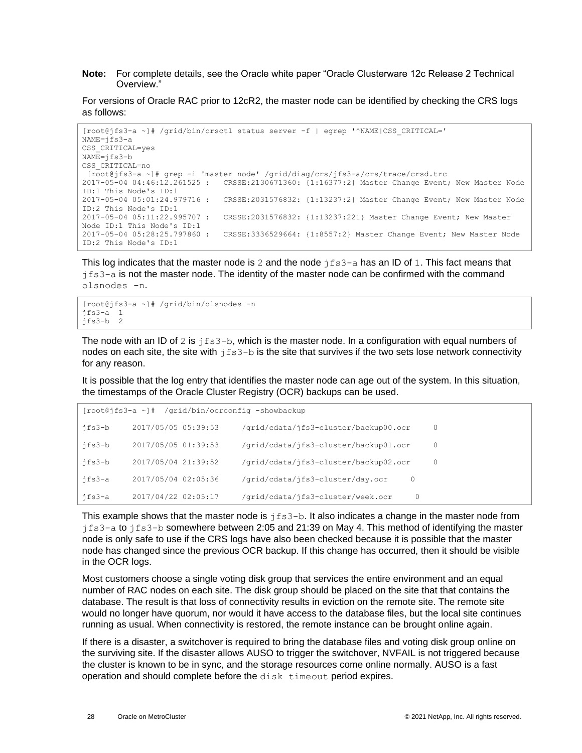**Note:** For complete details, see the Oracle white paper "Oracle Clusterware 12c Release 2 Technical Overview."

For versions of Oracle RAC prior to 12cR2, the master node can be identified by checking the CRS logs as follows:

```
[root@jfs3-a ~]# /grid/bin/crsctl status server -f | egrep '^NAME|CSS_CRITICAL='
NAME=jfs3-a
CSS_CRITICAL=yes
NAME=jfs3-b
CSS_CRITICAL=no
 [root@jfs3-a ~]# grep -i 'master node' /grid/diag/crs/jfs3-a/crs/trace/crsd.trc
2017-05-04 04:46:12.261525 :   CRSSE:2130671360: {1:16377:2} Master Change Event; New Master Node
ID:1 This Node's ID:1
2017-05-04 05:01:24.979716 :   CRSSE:2031576832: {1:13237:2} Master Change Event; New Master Node
ID:2 This Node's ID:1
2017-05-04 05:11:22.995707 :   CRSSE:2031576832: {1:13237:221} Master Change Event; New Master
Node ID:1 This Node's ID:1
2017-05-04 05:28:25.797860 :   CRSSE:3336529664: {1:8557:2} Master Change Event; New Master Node
ID:2 This Node's ID:1
```

This log indicates that the master node is `2` and the node `jfs3-a` has an ID of `1`. This fact means that `jfs3-a` is not the master node. The identity of the master node can be confirmed with the command `olsnodes -n`.

```
[root@jfs3-a ~]# /grid/bin/olsnodes -n
jfs3-a  1
jfs3-b  2
```

The node with an ID of `2` is `jfs3-b`, which is the master node. In a configuration with equal numbers of nodes on each site, the site with `jfs3-b` is the site that survives if the two sets lose network connectivity for any reason.

It is possible that the log entry that identifies the master node can age out of the system. In this situation, the timestamps of the Oracle Cluster Registry (OCR) backups can be used.

```
[root@jfs3-a ~]#  /grid/bin/ocrconfig -showbackup

jfs3-b     2017/05/05 05:39:53     /grid/cdata/jfs3-cluster/backup00.ocr     0

jfs3-b     2017/05/05 01:39:53     /grid/cdata/jfs3-cluster/backup01.ocr     0

jfs3-b     2017/05/04 21:39:52     /grid/cdata/jfs3-cluster/backup02.ocr     0

jfs3-a     2017/05/04 02:05:36     /grid/cdata/jfs3-cluster/day.ocr     0

jfs3-a     2017/04/22 02:05:17     /grid/cdata/jfs3-cluster/week.ocr     0
```

This example shows that the master node is `jfs3-b`. It also indicates a change in the master node from `jfs3-a` to `jfs3-b` somewhere between 2:05 and 21:39 on May 4. This method of identifying the master node is only safe to use if the CRS logs have also been checked because it is possible that the master node has changed since the previous OCR backup. If this change has occurred, then it should be visible in the OCR logs.

Most customers choose a single voting disk group that services the entire environment and an equal number of RAC nodes on each site. The disk group should be placed on the site that that contains the database. The result is that loss of connectivity results in eviction on the remote site. The remote site would no longer have quorum, nor would it have access to the database files, but the local site continues running as usual. When connectivity is restored, the remote instance can be brought online again.

If there is a disaster, a switchover is required to bring the database files and voting disk group online on the surviving site. If the disaster allows AUSO to trigger the switchover, NVFAIL is not triggered because the cluster is known to be in sync, and the storage resources come online normally. AUSO is a fast operation and should complete before the `disk timeout` period expires.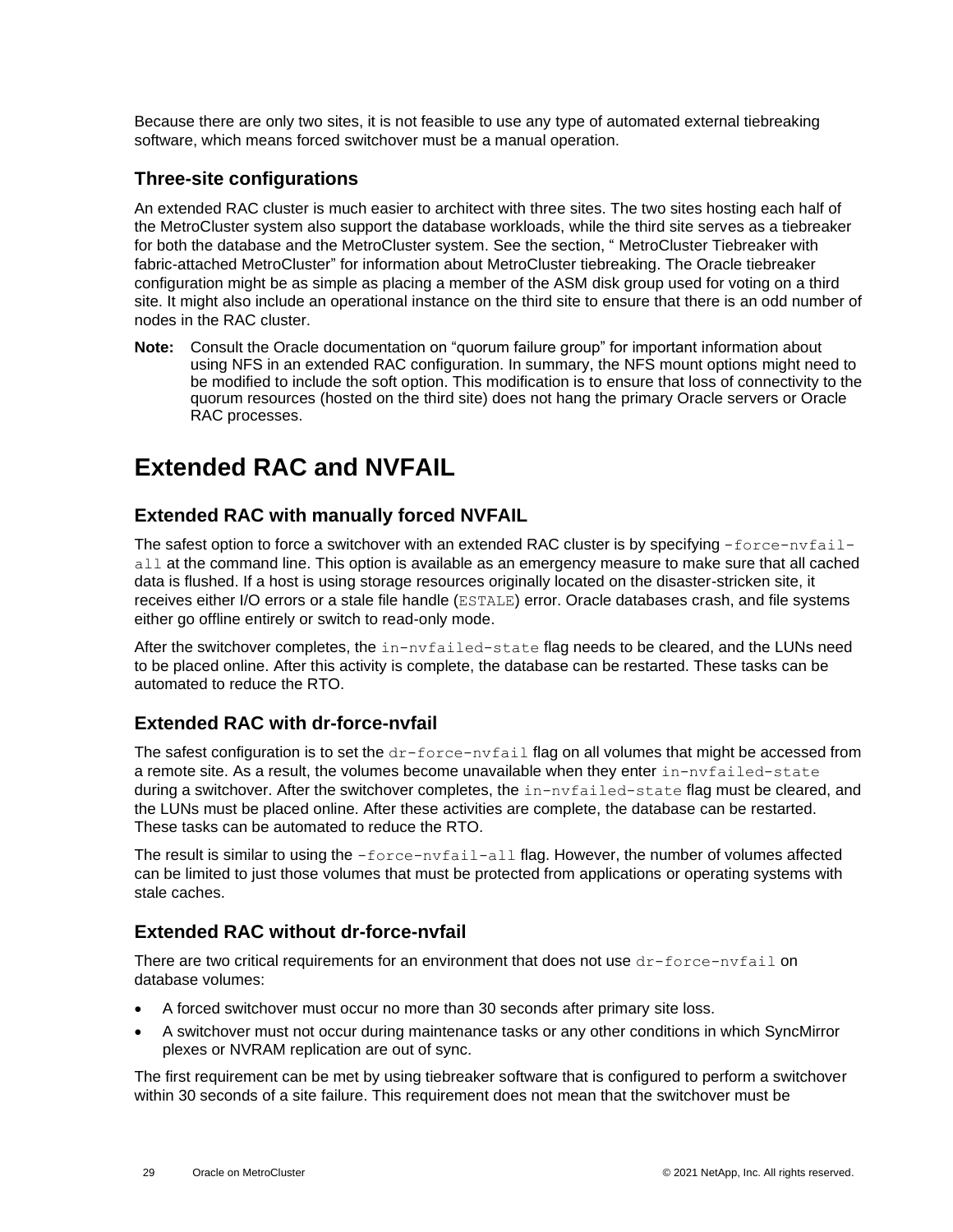Because there are only two sites, it is not feasible to use any type of automated external tiebreaking software, which means forced switchover must be a manual operation.

### Three-site configurations

An extended RAC cluster is much easier to architect with three sites. The two sites hosting each half of the MetroCluster system also support the database workloads, while the third site serves as a tiebreaker for both the database and the MetroCluster system. See the section, " MetroCluster Tiebreaker with fabric-attached MetroCluster" for information about MetroCluster tiebreaking. The Oracle tiebreaker configuration might be as simple as placing a member of the ASM disk group used for voting on a third site. It might also include an operational instance on the third site to ensure that there is an odd number of nodes in the RAC cluster.

**Note:** Consult the Oracle documentation on "quorum failure group" for important information about using NFS in an extended RAC configuration. In summary, the NFS mount options might need to be modified to include the soft option. This modification is to ensure that loss of connectivity to the quorum resources (hosted on the third site) does not hang the primary Oracle servers or Oracle RAC processes.

## Extended RAC and NVFAIL

### Extended RAC with manually forced NVFAIL

The safest option to force a switchover with an extended RAC cluster is by specifying `-force-nvfail-all` at the command line. This option is available as an emergency measure to make sure that all cached data is flushed. If a host is using storage resources originally located on the disaster-stricken site, it receives either I/O errors or a stale file handle (`ESTALE`) error. Oracle databases crash, and file systems either go offline entirely or switch to read-only mode.

After the switchover completes, the `in-nvfailed-state` flag needs to be cleared, and the LUNs need to be placed online. After this activity is complete, the database can be restarted. These tasks can be automated to reduce the RTO.

### Extended RAC with dr-force-nvfail

The safest configuration is to set the `dr-force-nvfail` flag on all volumes that might be accessed from a remote site. As a result, the volumes become unavailable when they enter `in-nvfailed-state` during a switchover. After the switchover completes, the `in-nvfailed-state` flag must be cleared, and the LUNs must be placed online. After these activities are complete, the database can be restarted. These tasks can be automated to reduce the RTO.

The result is similar to using the `-force-nvfail-all` flag. However, the number of volumes affected can be limited to just those volumes that must be protected from applications or operating systems with stale caches.

### Extended RAC without dr-force-nvfail

There are two critical requirements for an environment that does not use `dr-force-nvfail` on database volumes:

- A forced switchover must occur no more than 30 seconds after primary site loss.
- A switchover must not occur during maintenance tasks or any other conditions in which SyncMirror plexes or NVRAM replication are out of sync.

The first requirement can be met by using tiebreaker software that is configured to perform a switchover within 30 seconds of a site failure. This requirement does not mean that the switchover must be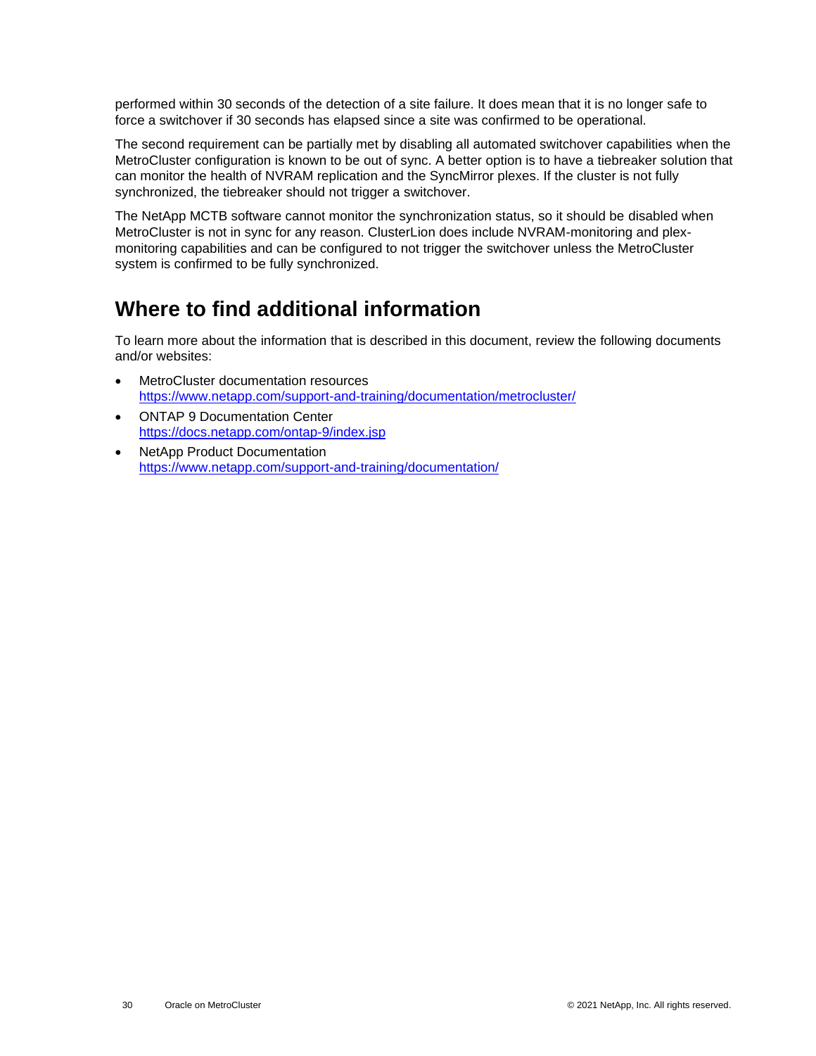performed within 30 seconds of the detection of a site failure. It does mean that it is no longer safe to force a switchover if 30 seconds has elapsed since a site was confirmed to be operational.

The second requirement can be partially met by disabling all automated switchover capabilities when the MetroCluster configuration is known to be out of sync. A better option is to have a tiebreaker solution that can monitor the health of NVRAM replication and the SyncMirror plexes. If the cluster is not fully synchronized, the tiebreaker should not trigger a switchover.

The NetApp MCTB software cannot monitor the synchronization status, so it should be disabled when MetroCluster is not in sync for any reason. ClusterLion does include NVRAM-monitoring and plex-monitoring capabilities and can be configured to not trigger the switchover unless the MetroCluster system is confirmed to be fully synchronized.

## Where to find additional information

To learn more about the information that is described in this document, review the following documents and/or websites:

- MetroCluster documentation resources
  https://www.netapp.com/support-and-training/documentation/metrocluster/
- ONTAP 9 Documentation Center
  https://docs.netapp.com/ontap-9/index.jsp
- NetApp Product Documentation
  https://www.netapp.com/support-and-training/documentation/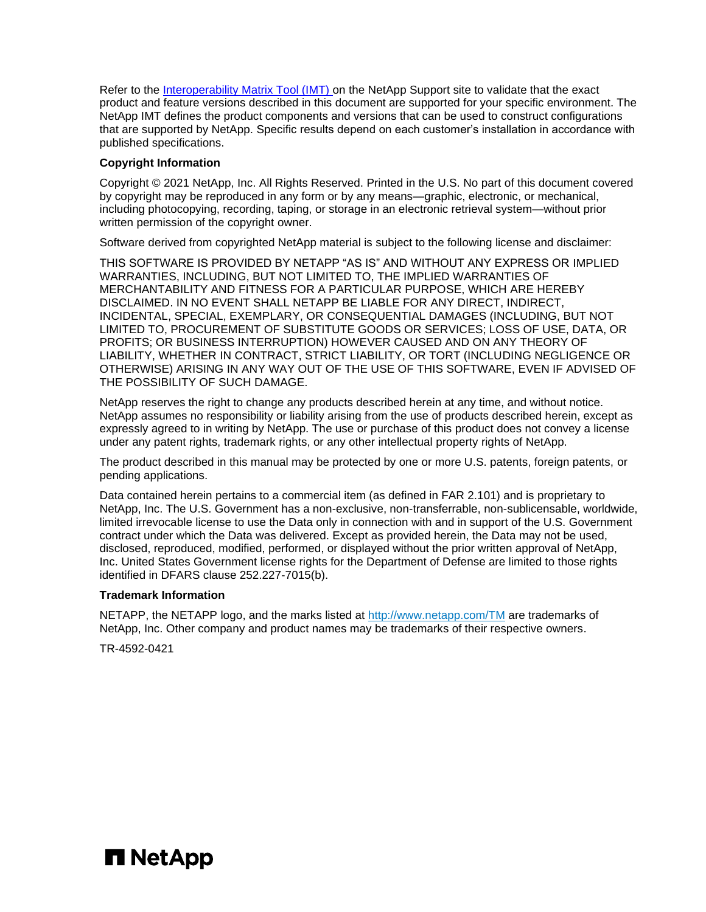Refer to the [Interoperability Matrix Tool (IMT)](http://mysupport.netapp.com/matrix) on the NetApp Support site to validate that the exact product and feature versions described in this document are supported for your specific environment. The NetApp IMT defines the product components and versions that can be used to construct configurations that are supported by NetApp. Specific results depend on each customer's installation in accordance with published specifications.

**Copyright Information**

Copyright © 2021 NetApp, Inc. All Rights Reserved. Printed in the U.S. No part of this document covered by copyright may be reproduced in any form or by any means—graphic, electronic, or mechanical, including photocopying, recording, taping, or storage in an electronic retrieval system—without prior written permission of the copyright owner.

Software derived from copyrighted NetApp material is subject to the following license and disclaimer:

THIS SOFTWARE IS PROVIDED BY NETAPP "AS IS" AND WITHOUT ANY EXPRESS OR IMPLIED WARRANTIES, INCLUDING, BUT NOT LIMITED TO, THE IMPLIED WARRANTIES OF MERCHANTABILITY AND FITNESS FOR A PARTICULAR PURPOSE, WHICH ARE HEREBY DISCLAIMED. IN NO EVENT SHALL NETAPP BE LIABLE FOR ANY DIRECT, INDIRECT, INCIDENTAL, SPECIAL, EXEMPLARY, OR CONSEQUENTIAL DAMAGES (INCLUDING, BUT NOT LIMITED TO, PROCUREMENT OF SUBSTITUTE GOODS OR SERVICES; LOSS OF USE, DATA, OR PROFITS; OR BUSINESS INTERRUPTION) HOWEVER CAUSED AND ON ANY THEORY OF LIABILITY, WHETHER IN CONTRACT, STRICT LIABILITY, OR TORT (INCLUDING NEGLIGENCE OR OTHERWISE) ARISING IN ANY WAY OUT OF THE USE OF THIS SOFTWARE, EVEN IF ADVISED OF THE POSSIBILITY OF SUCH DAMAGE.

NetApp reserves the right to change any products described herein at any time, and without notice. NetApp assumes no responsibility or liability arising from the use of products described herein, except as expressly agreed to in writing by NetApp. The use or purchase of this product does not convey a license under any patent rights, trademark rights, or any other intellectual property rights of NetApp.

The product described in this manual may be protected by one or more U.S. patents, foreign patents, or pending applications.

Data contained herein pertains to a commercial item (as defined in FAR 2.101) and is proprietary to NetApp, Inc. The U.S. Government has a non-exclusive, non-transferrable, non-sublicensable, worldwide, limited irrevocable license to use the Data only in connection with and in support of the U.S. Government contract under which the Data was delivered. Except as provided herein, the Data may not be used, disclosed, reproduced, modified, performed, or displayed without the prior written approval of NetApp, Inc. United States Government license rights for the Department of Defense are limited to those rights identified in DFARS clause 252.227-7015(b).

**Trademark Information**

NETAPP, the NETAPP logo, and the marks listed at http://www.netapp.com/TM are trademarks of NetApp, Inc. Other company and product names may be trademarks of their respective owners.

TR-4592-0421

NetApp